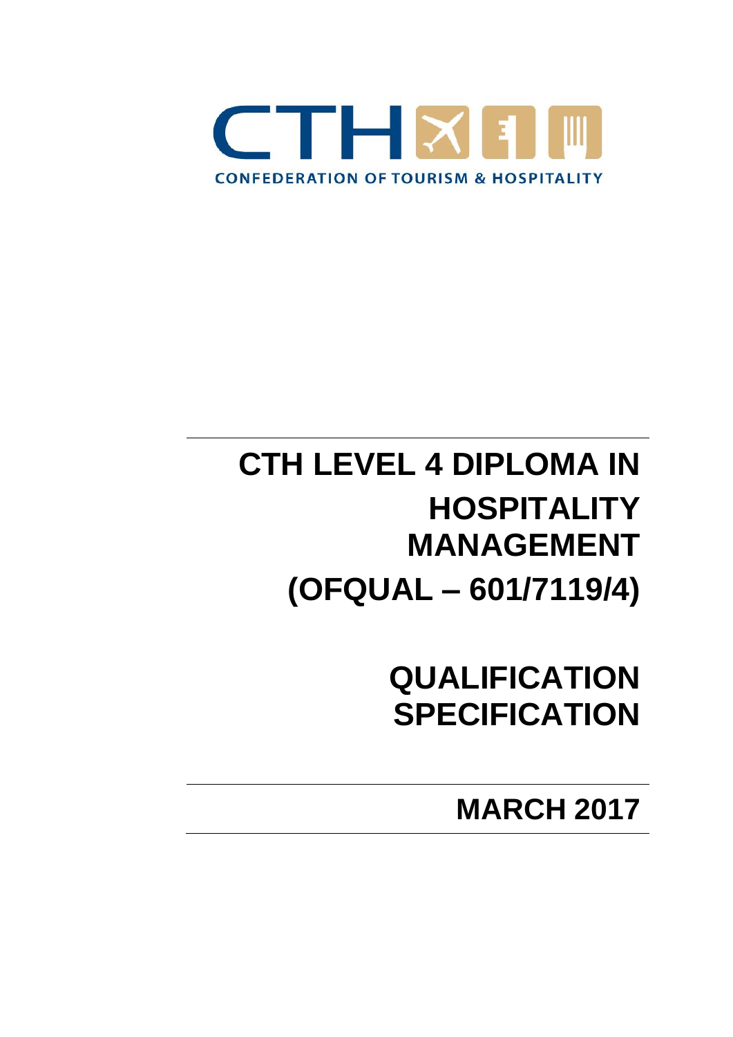CTH

CONFEDERATION OF TOURISM & HOSPITALITY

# CTH LEVEL 4 DIPLOMA IN HOSPITALITY MANAGEMENT (OFQUAL – 601/7119/4)

# QUALIFICATION SPECIFICATION

## MARCH 2017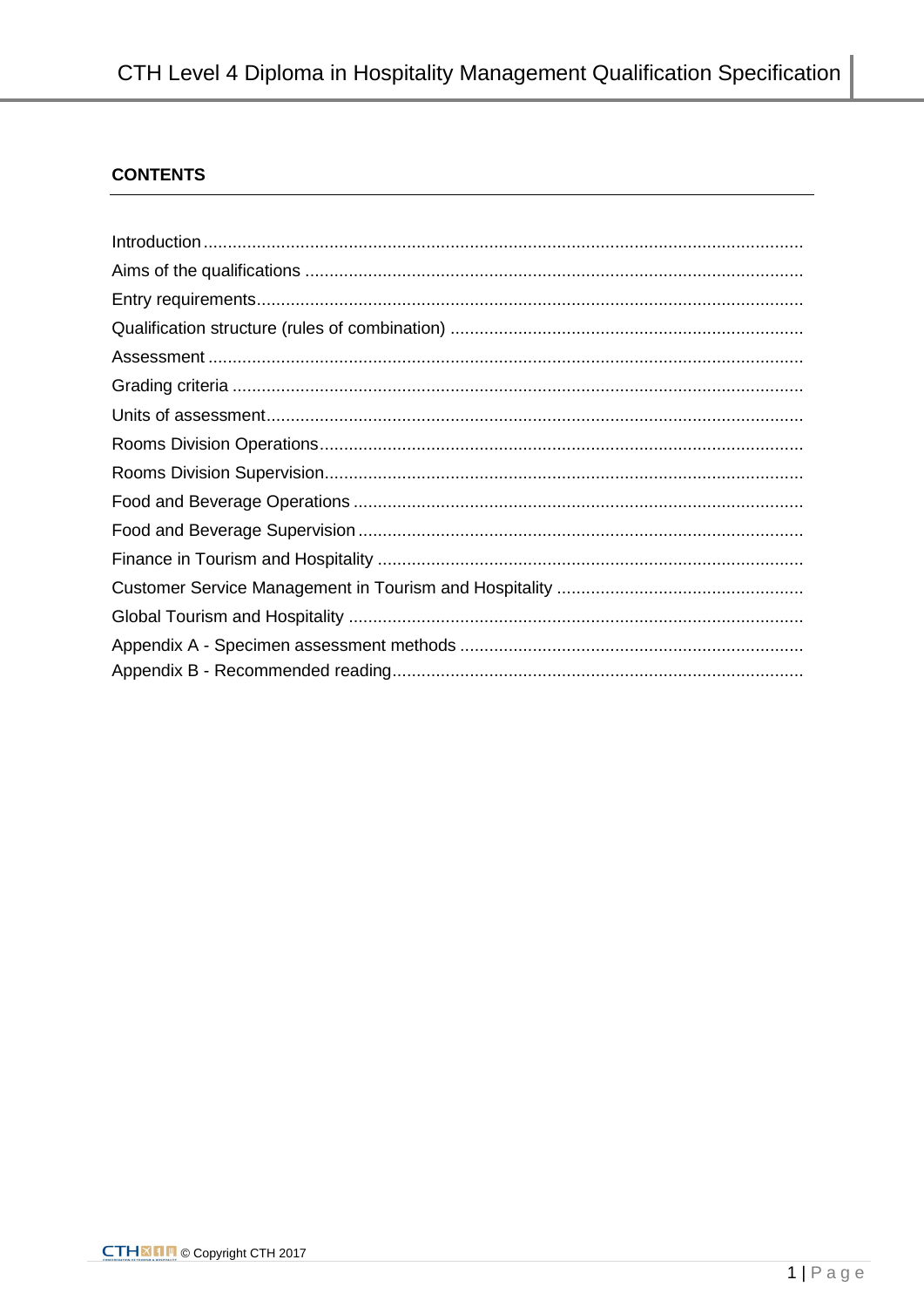## CONTENTS

Introduction

Aims of the qualifications

Entry requirements

Qualification structure (rules of combination)

Assessment

Grading criteria

Units of assessment

Rooms Division Operations

Rooms Division Supervision

Food and Beverage Operations

Food and Beverage Supervision

Finance in Tourism and Hospitality

Customer Service Management in Tourism and Hospitality

Global Tourism and Hospitality

Appendix A - Specimen assessment methods

Appendix B - Recommended reading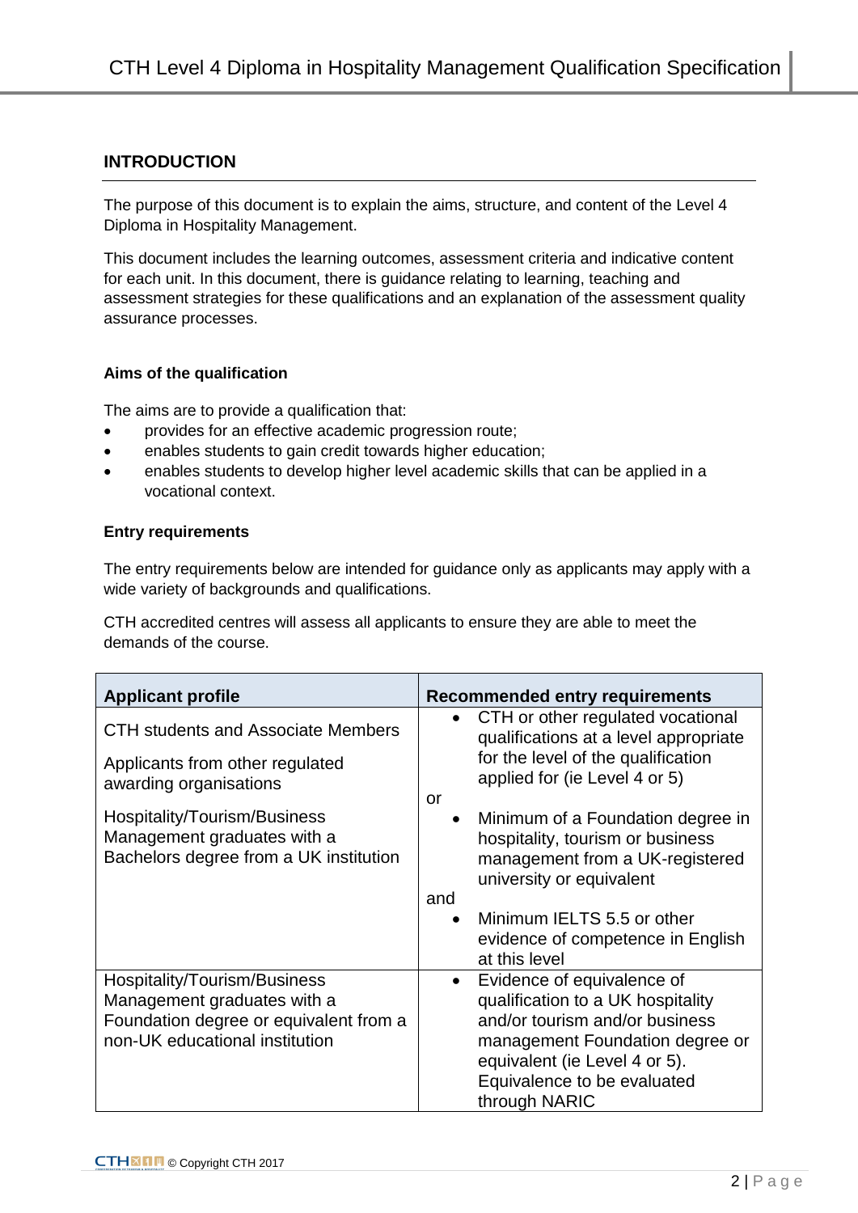## INTRODUCTION

The purpose of this document is to explain the aims, structure, and content of the Level 4 Diploma in Hospitality Management.

This document includes the learning outcomes, assessment criteria and indicative content for each unit. In this document, there is guidance relating to learning, teaching and assessment strategies for these qualifications and an explanation of the assessment quality assurance processes.

#### Aims of the qualification

The aims are to provide a qualification that:

- provides for an effective academic progression route;
- enables students to gain credit towards higher education;
- enables students to develop higher level academic skills that can be applied in a vocational context.

#### Entry requirements

The entry requirements below are intended for guidance only as applicants may apply with a wide variety of backgrounds and qualifications.

CTH accredited centres will assess all applicants to ensure they are able to meet the demands of the course.

| Applicant profile | Recommended entry requirements |
| --- | --- |
| CTH students and Associate Members<br><br>Applicants from other regulated awarding organisations<br><br>Hospitality/Tourism/Business Management graduates with a Bachelors degree from a UK institution | • CTH or other regulated vocational qualifications at a level appropriate for the level of the qualification applied for (ie Level 4 or 5)<br>or<br>• Minimum of a Foundation degree in hospitality, tourism or business management from a UK-registered university or equivalent<br>and<br>• Minimum IELTS 5.5 or other evidence of competence in English at this level |
| Hospitality/Tourism/Business Management graduates with a Foundation degree or equivalent from a non-UK educational institution | • Evidence of equivalence of qualification to a UK hospitality and/or tourism and/or business management Foundation degree or equivalent (ie Level 4 or 5). Equivalence to be evaluated through NARIC |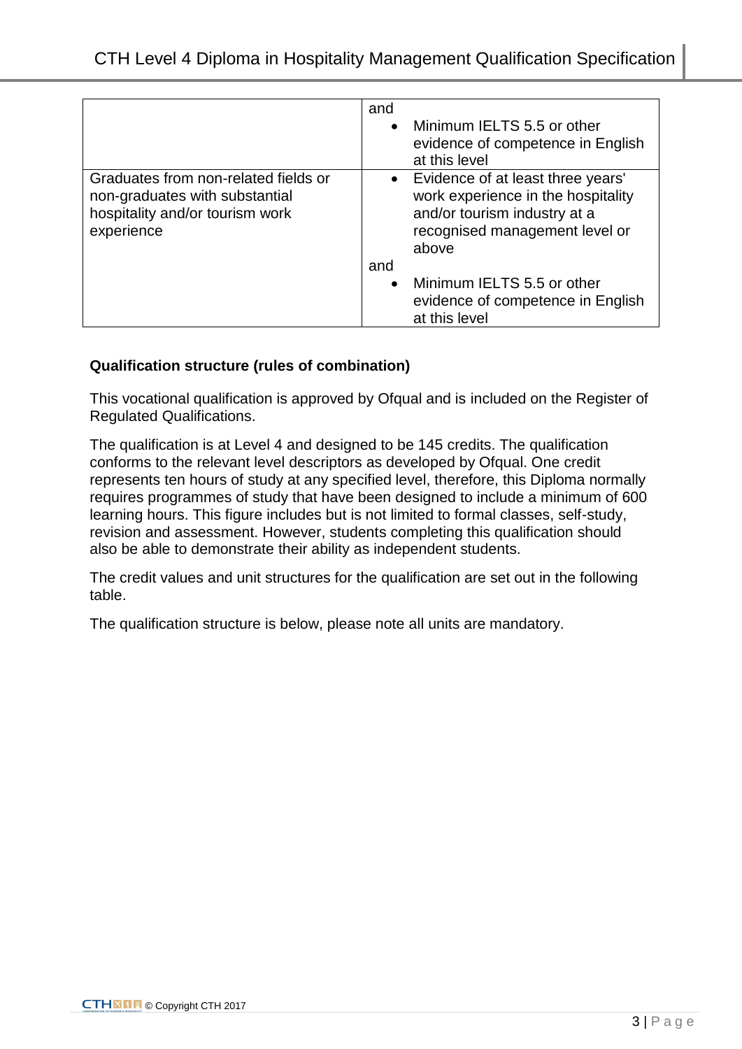|  |  |
|---|---|
|  | and<br>• Minimum IELTS 5.5 or other evidence of competence in English at this level |
| Graduates from non-related fields or non-graduates with substantial hospitality and/or tourism work experience | • Evidence of at least three years' work experience in the hospitality and/or tourism industry at a recognised management level or above<br>and<br>• Minimum IELTS 5.5 or other evidence of competence in English at this level |

**Qualification structure (rules of combination)**

This vocational qualification is approved by Ofqual and is included on the Register of Regulated Qualifications.

The qualification is at Level 4 and designed to be 145 credits. The qualification conforms to the relevant level descriptors as developed by Ofqual. One credit represents ten hours of study at any specified level, therefore, this Diploma normally requires programmes of study that have been designed to include a minimum of 600 learning hours. This figure includes but is not limited to formal classes, self-study, revision and assessment. However, students completing this qualification should also be able to demonstrate their ability as independent students.

The credit values and unit structures for the qualification are set out in the following table.

The qualification structure is below, please note all units are mandatory.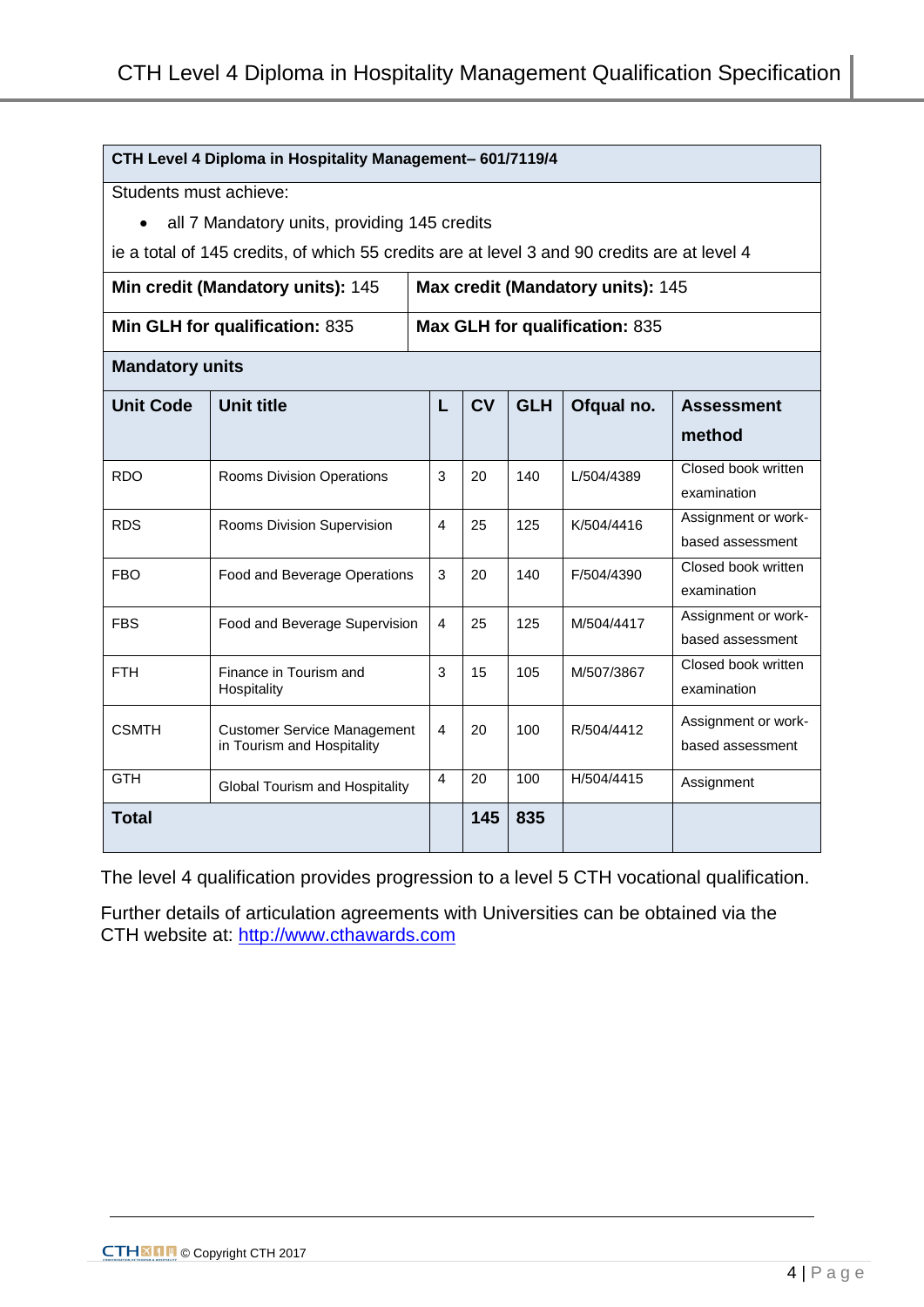| **CTH Level 4 Diploma in Hospitality Management– 601/7119/4** | | | | | | |
|---|---|---|---|---|---|---|
| Students must achieve:<br>• all 7 Mandatory units, providing 145 credits<br>ie a total of 145 credits, of which 55 credits are at level 3 and 90 credits are at level 4 | | | | | | |
| **Min credit (Mandatory units):** 145 | | **Max credit (Mandatory units):** 145 | | | | |
| **Min GLH for qualification:** 835 | | **Max GLH for qualification:** 835 | | | | |
| **Mandatory units** | | | | | | |
| **Unit Code** | **Unit title** | **L** | **CV** | **GLH** | **Ofqual no.** | **Assessment method** |
| RDO | Rooms Division Operations | 3 | 20 | 140 | L/504/4389 | Closed book written examination |
| RDS | Rooms Division Supervision | 4 | 25 | 125 | K/504/4416 | Assignment or work-based assessment |
| FBO | Food and Beverage Operations | 3 | 20 | 140 | F/504/4390 | Closed book written examination |
| FBS | Food and Beverage Supervision | 4 | 25 | 125 | M/504/4417 | Assignment or work-based assessment |
| FTH | Finance in Tourism and Hospitality | 3 | 15 | 105 | M/507/3867 | Closed book written examination |
| CSMTH | Customer Service Management in Tourism and Hospitality | 4 | 20 | 100 | R/504/4412 | Assignment or work-based assessment |
| GTH | Global Tourism and Hospitality | 4 | 20 | 100 | H/504/4415 | Assignment |
| **Total** | | | **145** | **835** | | |

The level 4 qualification provides progression to a level 5 CTH vocational qualification.

Further details of articulation agreements with Universities can be obtained via the CTH website at: http://www.cthawards.com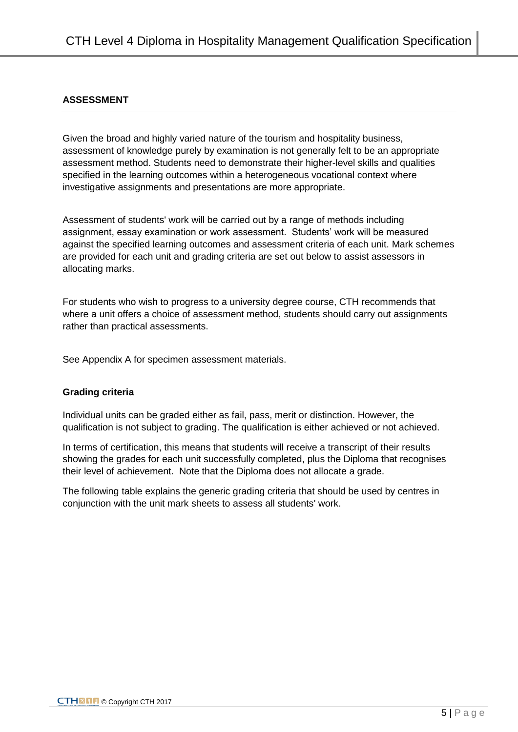## ASSESSMENT

Given the broad and highly varied nature of the tourism and hospitality business, assessment of knowledge purely by examination is not generally felt to be an appropriate assessment method. Students need to demonstrate their higher-level skills and qualities specified in the learning outcomes within a heterogeneous vocational context where investigative assignments and presentations are more appropriate.

Assessment of students' work will be carried out by a range of methods including assignment, essay examination or work assessment. Students' work will be measured against the specified learning outcomes and assessment criteria of each unit. Mark schemes are provided for each unit and grading criteria are set out below to assist assessors in allocating marks.

For students who wish to progress to a university degree course, CTH recommends that where a unit offers a choice of assessment method, students should carry out assignments rather than practical assessments.

See Appendix A for specimen assessment materials.

### Grading criteria

Individual units can be graded either as fail, pass, merit or distinction. However, the qualification is not subject to grading. The qualification is either achieved or not achieved.

In terms of certification, this means that students will receive a transcript of their results showing the grades for each unit successfully completed, plus the Diploma that recognises their level of achievement. Note that the Diploma does not allocate a grade.

The following table explains the generic grading criteria that should be used by centres in conjunction with the unit mark sheets to assess all students' work.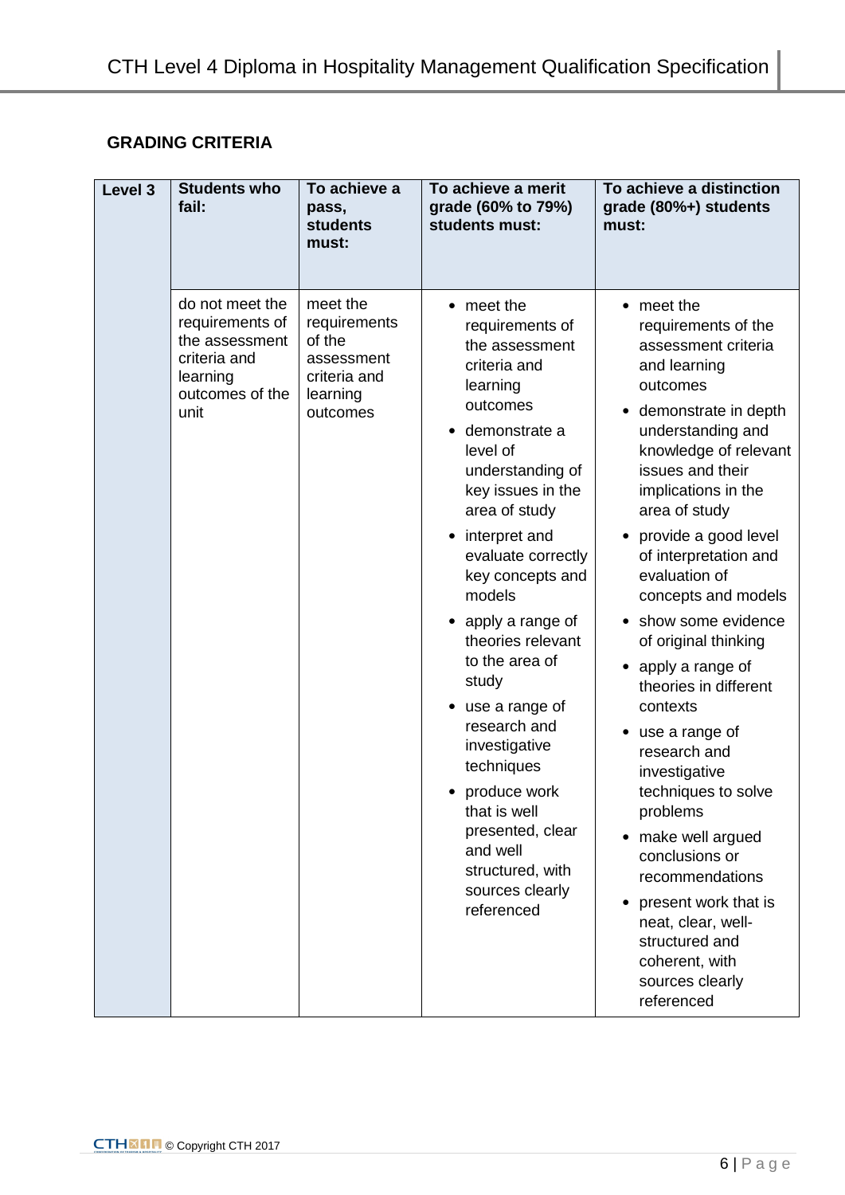## GRADING CRITERIA

| Level 3 | Students who fail: | To achieve a pass, students must: | To achieve a merit grade (60% to 79%) students must: | To achieve a distinction grade (80%+) students must: |
|---|---|---|---|---|
| | do not meet the requirements of the assessment criteria and learning outcomes of the unit | meet the requirements of the assessment criteria and learning outcomes | • meet the requirements of the assessment criteria and learning outcomes<br>• demonstrate a level of understanding of key issues in the area of study<br>• interpret and evaluate correctly key concepts and models<br>• apply a range of theories relevant to the area of study<br>• use a range of research and investigative techniques<br>• produce work that is well presented, clear and well structured, with sources clearly referenced | • meet the requirements of the assessment criteria and learning outcomes<br>• demonstrate in depth understanding and knowledge of relevant issues and their implications in the area of study<br>• provide a good level of interpretation and evaluation of concepts and models<br>• show some evidence of original thinking<br>• apply a range of theories in different contexts<br>• use a range of research and investigative techniques to solve problems<br>• make well argued conclusions or recommendations<br>• present work that is neat, clear, well-structured and coherent, with sources clearly referenced |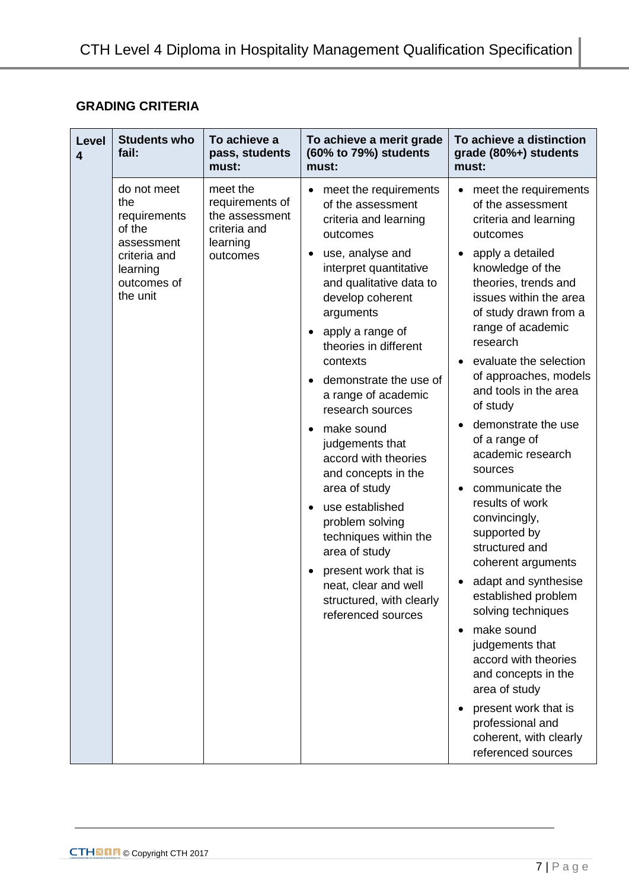## GRADING CRITERIA

| Level 4 | Students who fail: | To achieve a pass, students must: | To achieve a merit grade (60% to 79%) students must: | To achieve a distinction grade (80%+) students must: |
|---|---|---|---|---|
| | do not meet the requirements of the assessment criteria and learning outcomes of the unit | meet the requirements of the assessment criteria and learning outcomes | • meet the requirements of the assessment criteria and learning outcomes<br>• use, analyse and interpret quantitative and qualitative data to develop coherent arguments<br>• apply a range of theories in different contexts<br>• demonstrate the use of a range of academic research sources<br>• make sound judgements that accord with theories and concepts in the area of study<br>• use established problem solving techniques within the area of study<br>• present work that is neat, clear and well structured, with clearly referenced sources | • meet the requirements of the assessment criteria and learning outcomes<br>• apply a detailed knowledge of the theories, trends and issues within the area of study drawn from a range of academic research<br>• evaluate the selection of approaches, models and tools in the area of study<br>• demonstrate the use of a range of academic research sources<br>• communicate the results of work convincingly, supported by structured and coherent arguments<br>• adapt and synthesise established problem solving techniques<br>• make sound judgements that accord with theories and concepts in the area of study<br>• present work that is professional and coherent, with clearly referenced sources |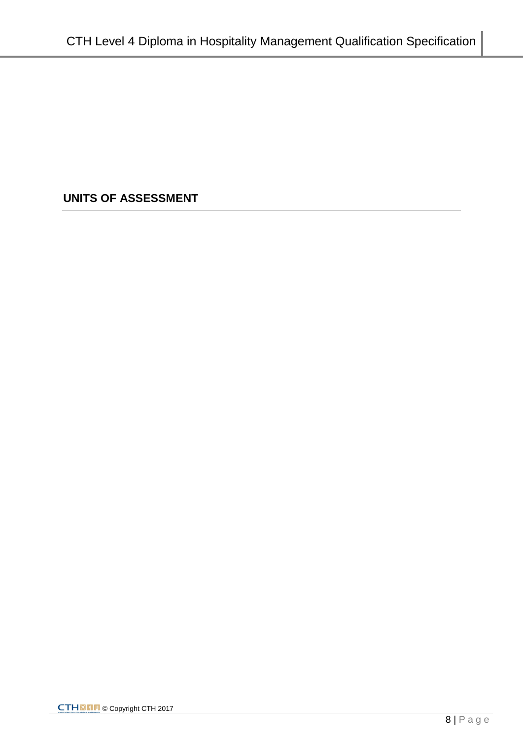## UNITS OF ASSESSMENT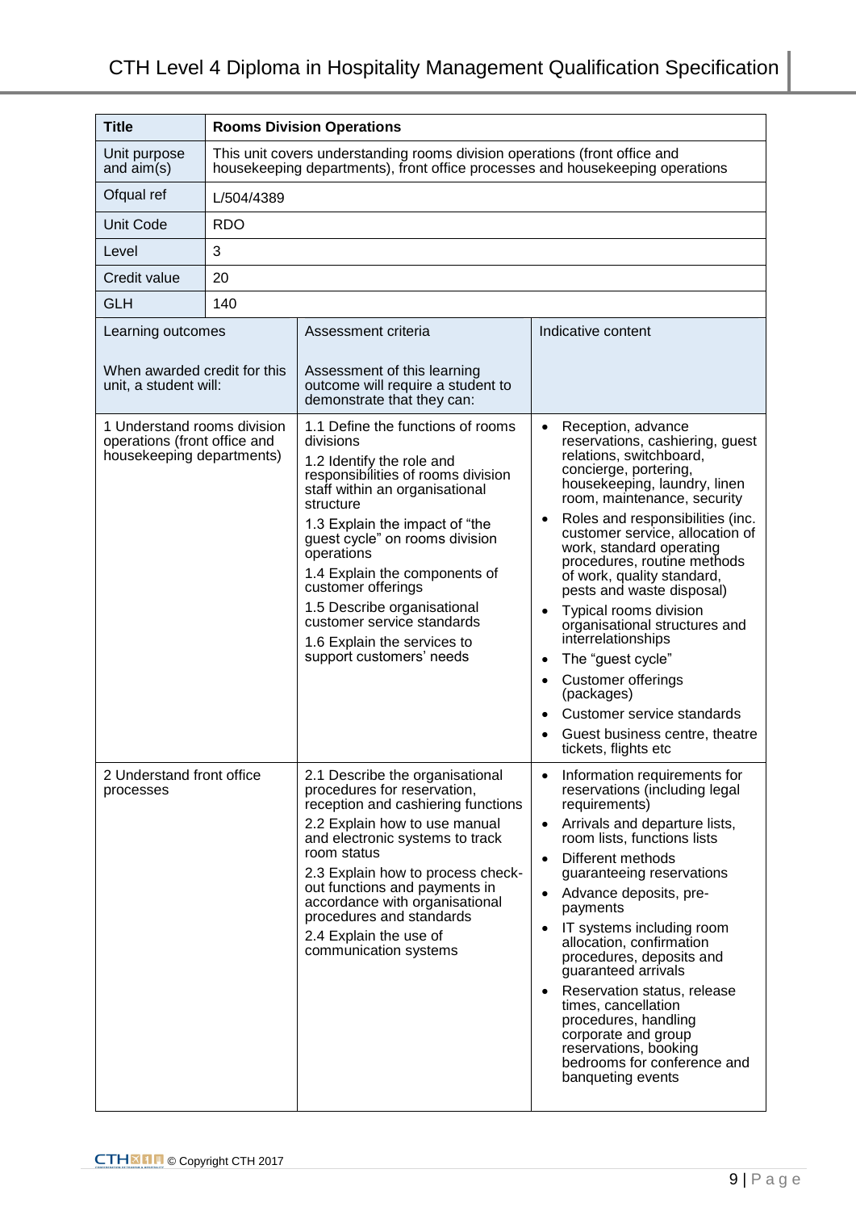| Title | Rooms Division Operations | | |
|---|---|---|---|
| Unit purpose and aim(s) | This unit covers understanding rooms division operations (front office and housekeeping departments), front office processes and housekeeping operations | | |
| Ofqual ref | L/504/4389 | | |
| Unit Code | RDO | | |
| Level | 3 | | |
| Credit value | 20 | | |
| GLH | 140 | | |
| Learning outcomes<br><br>When awarded credit for this unit, a student will: | | Assessment criteria<br><br>Assessment of this learning outcome will require a student to demonstrate that they can: | Indicative content |
| 1 Understand rooms division operations (front office and housekeeping departments) | | 1.1 Define the functions of rooms divisions<br>1.2 Identify the role and responsibilities of rooms division staff within an organisational structure<br>1.3 Explain the impact of "the guest cycle" on rooms division operations<br>1.4 Explain the components of customer offerings<br>1.5 Describe organisational customer service standards<br>1.6 Explain the services to support customers' needs | • Reception, advance reservations, cashiering, guest relations, switchboard, concierge, portering, housekeeping, laundry, linen room, maintenance, security<br>• Roles and responsibilities (inc. customer service, allocation of work, standard operating procedures, routine methods of work, quality standard, pests and waste disposal)<br>• Typical rooms division organisational structures and interrelationships<br>• The "guest cycle"<br>• Customer offerings (packages)<br>• Customer service standards<br>• Guest business centre, theatre tickets, flights etc |
| 2 Understand front office processes | | 2.1 Describe the organisational procedures for reservation, reception and cashiering functions<br>2.2 Explain how to use manual and electronic systems to track room status<br>2.3 Explain how to process check-out functions and payments in accordance with organisational procedures and standards<br>2.4 Explain the use of communication systems | • Information requirements for reservations (including legal requirements)<br>• Arrivals and departure lists, room lists, functions lists<br>• Different methods guaranteeing reservations<br>• Advance deposits, pre-payments<br>• IT systems including room allocation, confirmation procedures, deposits and guaranteed arrivals<br>• Reservation status, release times, cancellation procedures, handling corporate and group reservations, booking bedrooms for conference and banqueting events |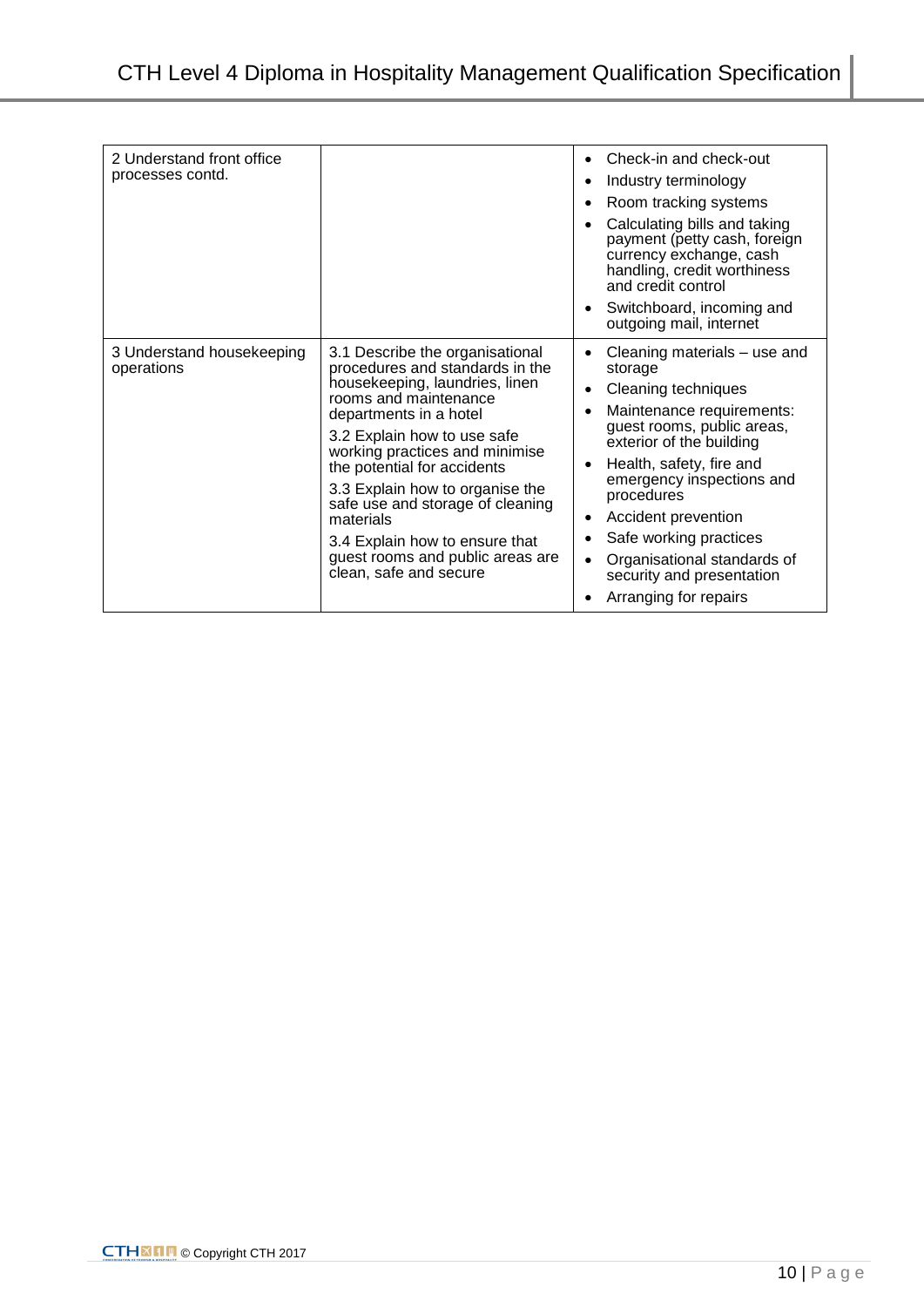| | | |
|---|---|---|
| 2 Understand front office processes contd. | | • Check-in and check-out<br>• Industry terminology<br>• Room tracking systems<br>• Calculating bills and taking payment (petty cash, foreign currency exchange, cash handling, credit worthiness and credit control<br>• Switchboard, incoming and outgoing mail, internet |
| 3 Understand housekeeping operations | 3.1 Describe the organisational procedures and standards in the housekeeping, laundries, linen rooms and maintenance departments in a hotel<br>3.2 Explain how to use safe working practices and minimise the potential for accidents<br>3.3 Explain how to organise the safe use and storage of cleaning materials<br>3.4 Explain how to ensure that guest rooms and public areas are clean, safe and secure | • Cleaning materials – use and storage<br>• Cleaning techniques<br>• Maintenance requirements: guest rooms, public areas, exterior of the building<br>• Health, safety, fire and emergency inspections and procedures<br>• Accident prevention<br>• Safe working practices<br>• Organisational standards of security and presentation<br>• Arranging for repairs |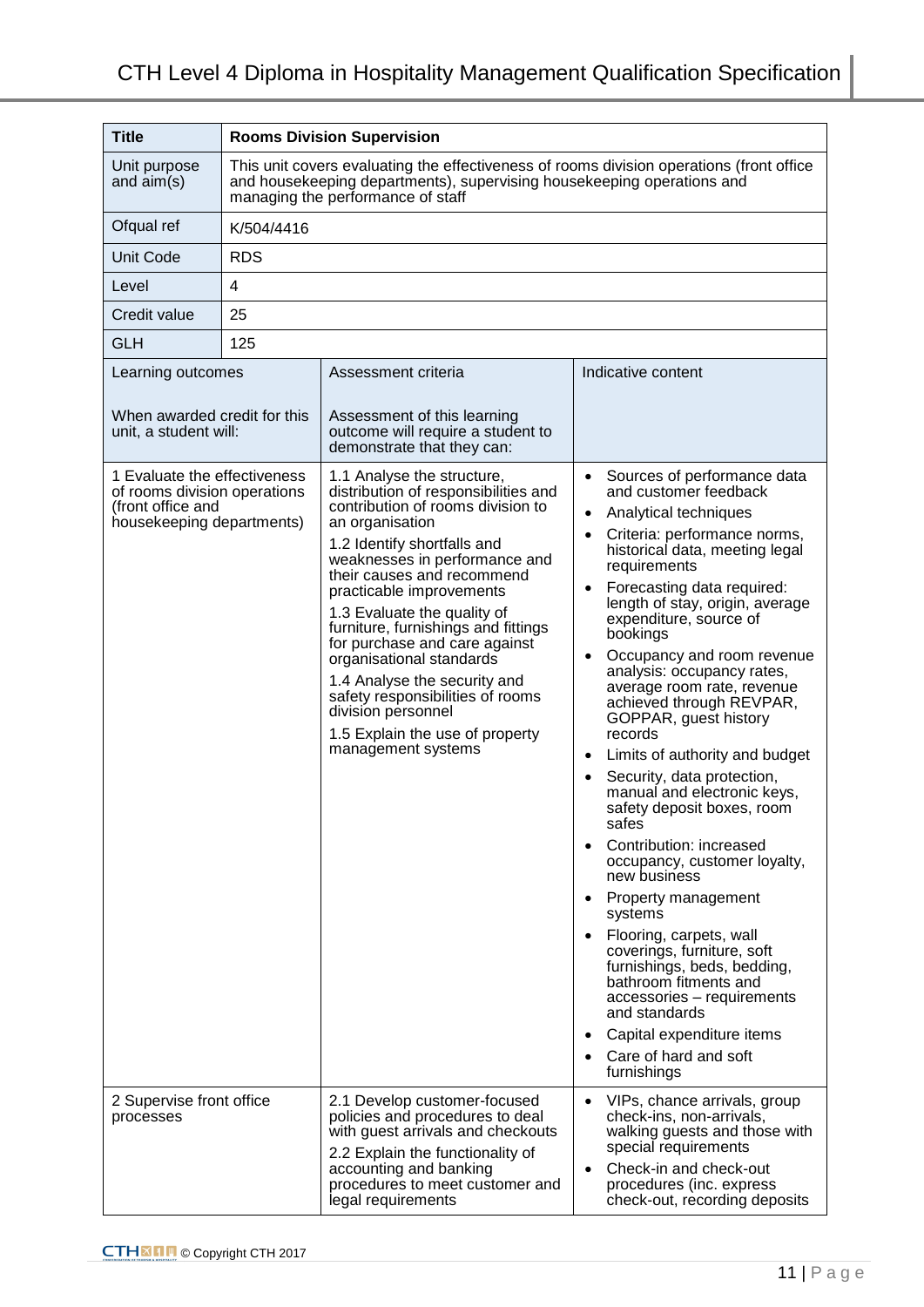| Title | Rooms Division Supervision | |
|---|---|---|
| Unit purpose and aim(s) | This unit covers evaluating the effectiveness of rooms division operations (front office and housekeeping departments), supervising housekeeping operations and managing the performance of staff | |
| Ofqual ref | K/504/4416 | |
| Unit Code | RDS | |
| Level | 4 | |
| Credit value | 25 | |
| GLH | 125 | |

| Learning outcomes<br><br>When awarded credit for this unit, a student will: | Assessment criteria<br><br>Assessment of this learning outcome will require a student to demonstrate that they can: | Indicative content |
|---|---|---|
| 1 Evaluate the effectiveness of rooms division operations (front office and housekeeping departments) | 1.1 Analyse the structure, distribution of responsibilities and contribution of rooms division to an organisation<br>1.2 Identify shortfalls and weaknesses in performance and their causes and recommend practicable improvements<br>1.3 Evaluate the quality of furniture, furnishings and fittings for purchase and care against organisational standards<br>1.4 Analyse the security and safety responsibilities of rooms division personnel<br>1.5 Explain the use of property management systems | • Sources of performance data and customer feedback<br>• Analytical techniques<br>• Criteria: performance norms, historical data, meeting legal requirements<br>• Forecasting data required: length of stay, origin, average expenditure, source of bookings<br>• Occupancy and room revenue analysis: occupancy rates, average room rate, revenue achieved through REVPAR, GOPPAR, guest history records<br>• Limits of authority and budget<br>• Security, data protection, manual and electronic keys, safety deposit boxes, room safes<br>• Contribution: increased occupancy, customer loyalty, new business<br>• Property management systems<br>• Flooring, carpets, wall coverings, furniture, soft furnishings, beds, bedding, bathroom fitments and accessories – requirements and standards<br>• Capital expenditure items<br>• Care of hard and soft furnishings |
| 2 Supervise front office processes | 2.1 Develop customer-focused policies and procedures to deal with guest arrivals and checkouts<br>2.2 Explain the functionality of accounting and banking procedures to meet customer and legal requirements | • VIPs, chance arrivals, group check-ins, non-arrivals, walking guests and those with special requirements<br>• Check-in and check-out procedures (inc. express check-out, recording deposits |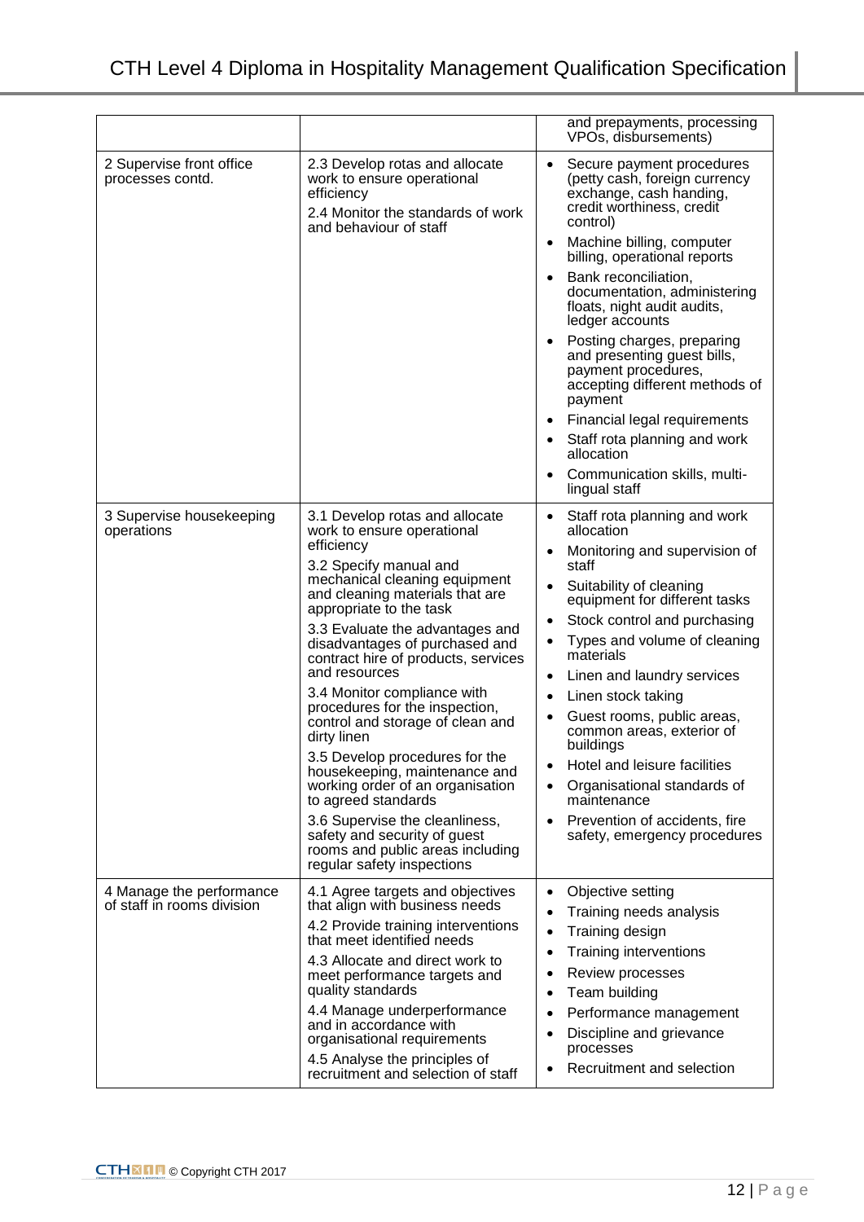| | | |
|---|---|---|
| | | and prepayments, processing VPOs, disbursements) |
| 2 Supervise front office processes contd. | 2.3 Develop rotas and allocate work to ensure operational efficiency<br><br>2.4 Monitor the standards of work and behaviour of staff | • Secure payment procedures (petty cash, foreign currency exchange, cash handing, credit worthiness, credit control)<br>• Machine billing, computer billing, operational reports<br>• Bank reconciliation, documentation, administering floats, night audit audits, ledger accounts<br>• Posting charges, preparing and presenting guest bills, payment procedures, accepting different methods of payment<br>• Financial legal requirements<br>• Staff rota planning and work allocation<br>• Communication skills, multi-lingual staff |
| 3 Supervise housekeeping operations | 3.1 Develop rotas and allocate work to ensure operational efficiency<br><br>3.2 Specify manual and mechanical cleaning equipment and cleaning materials that are appropriate to the task<br><br>3.3 Evaluate the advantages and disadvantages of purchased and contract hire of products, services and resources<br><br>3.4 Monitor compliance with procedures for the inspection, control and storage of clean and dirty linen<br><br>3.5 Develop procedures for the housekeeping, maintenance and working order of an organisation to agreed standards<br><br>3.6 Supervise the cleanliness, safety and security of guest rooms and public areas including regular safety inspections | • Staff rota planning and work allocation<br>• Monitoring and supervision of staff<br>• Suitability of cleaning equipment for different tasks<br>• Stock control and purchasing<br>• Types and volume of cleaning materials<br>• Linen and laundry services<br>• Linen stock taking<br>• Guest rooms, public areas, common areas, exterior of buildings<br>• Hotel and leisure facilities<br>• Organisational standards of maintenance<br>• Prevention of accidents, fire safety, emergency procedures |
| 4 Manage the performance of staff in rooms division | 4.1 Agree targets and objectives that align with business needs<br><br>4.2 Provide training interventions that meet identified needs<br><br>4.3 Allocate and direct work to meet performance targets and quality standards<br><br>4.4 Manage underperformance and in accordance with organisational requirements<br><br>4.5 Analyse the principles of recruitment and selection of staff | • Objective setting<br>• Training needs analysis<br>• Training design<br>• Training interventions<br>• Review processes<br>• Team building<br>• Performance management<br>• Discipline and grievance processes<br>• Recruitment and selection |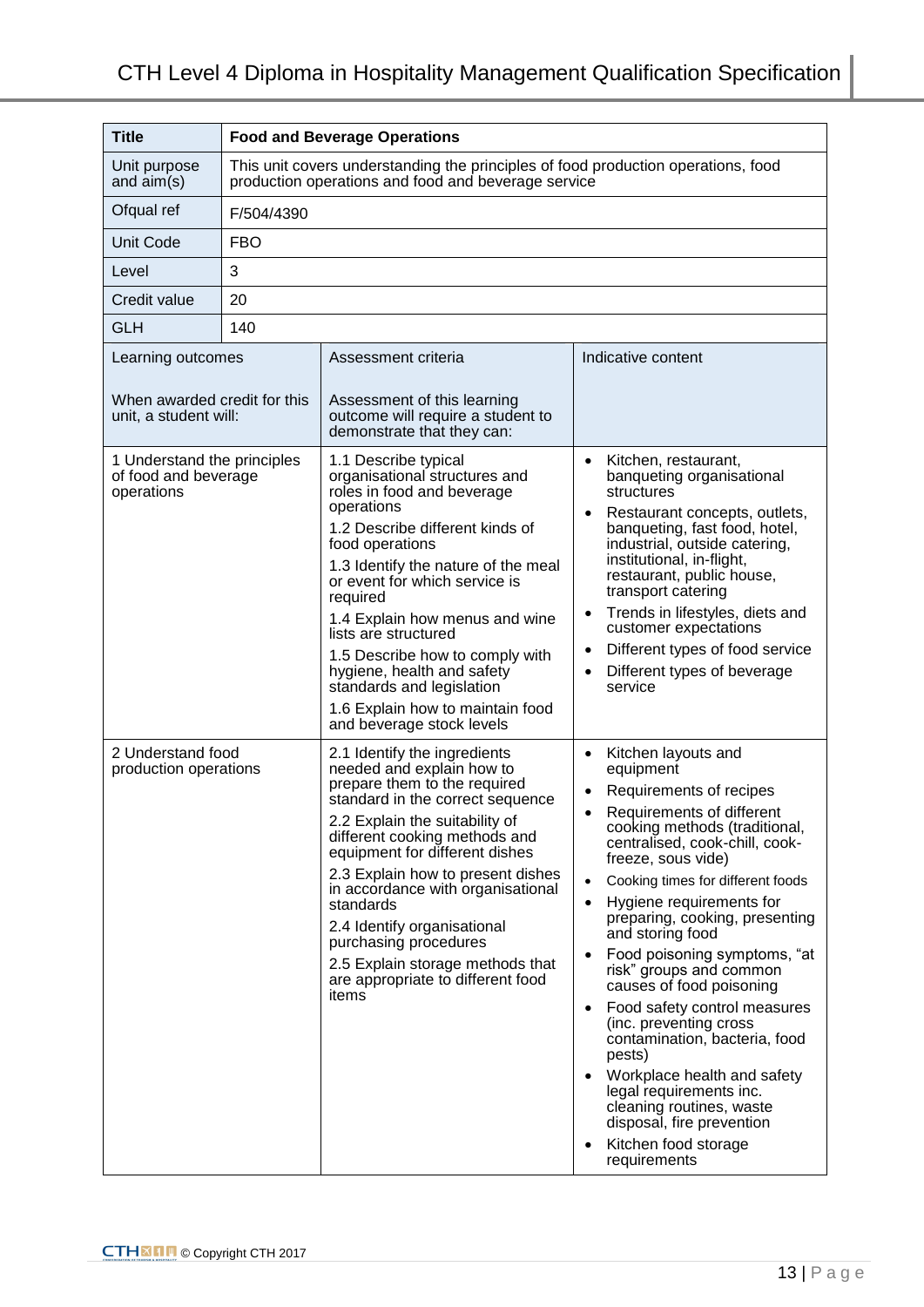| Title | Food and Beverage Operations | |
|---|---|---|
| Unit purpose and aim(s) | This unit covers understanding the principles of food production operations, food production operations and food and beverage service | |
| Ofqual ref | F/504/4390 | |
| Unit Code | FBO | |
| Level | 3 | |
| Credit value | 20 | |
| GLH | 140 | |
| Learning outcomes<br><br>When awarded credit for this unit, a student will: | Assessment criteria<br><br>Assessment of this learning outcome will require a student to demonstrate that they can: | Indicative content |
| 1 Understand the principles of food and beverage operations | 1.1 Describe typical organisational structures and roles in food and beverage operations<br>1.2 Describe different kinds of food operations<br>1.3 Identify the nature of the meal or event for which service is required<br>1.4 Explain how menus and wine lists are structured<br>1.5 Describe how to comply with hygiene, health and safety standards and legislation<br>1.6 Explain how to maintain food and beverage stock levels | • Kitchen, restaurant, banqueting organisational structures<br>• Restaurant concepts, outlets, banqueting, fast food, hotel, industrial, outside catering, institutional, in-flight, restaurant, public house, transport catering<br>• Trends in lifestyles, diets and customer expectations<br>• Different types of food service<br>• Different types of beverage service |
| 2 Understand food production operations | 2.1 Identify the ingredients needed and explain how to prepare them to the required standard in the correct sequence<br>2.2 Explain the suitability of different cooking methods and equipment for different dishes<br>2.3 Explain how to present dishes in accordance with organisational standards<br>2.4 Identify organisational purchasing procedures<br>2.5 Explain storage methods that are appropriate to different food items | • Kitchen layouts and equipment<br>• Requirements of recipes<br>• Requirements of different cooking methods (traditional, centralised, cook-chill, cook-freeze, sous vide)<br>• Cooking times for different foods<br>• Hygiene requirements for preparing, cooking, presenting and storing food<br>• Food poisoning symptoms, "at risk" groups and common causes of food poisoning<br>• Food safety control measures (inc. preventing cross contamination, bacteria, food pests)<br>• Workplace health and safety legal requirements inc. cleaning routines, waste disposal, fire prevention<br>• Kitchen food storage requirements |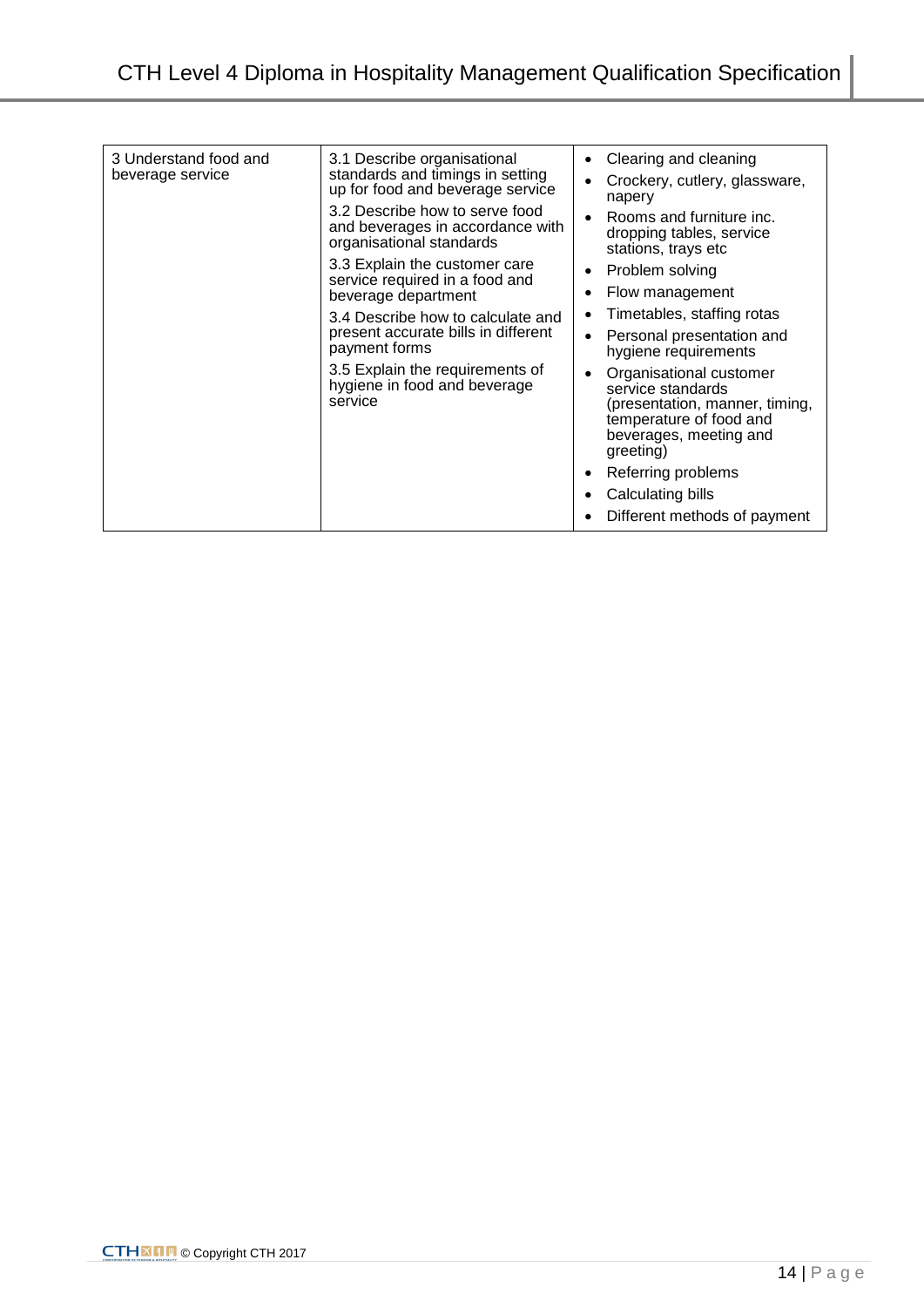| | | |
|---|---|---|
| 3 Understand food and beverage service | 3.1 Describe organisational standards and timings in setting up for food and beverage service<br><br>3.2 Describe how to serve food and beverages in accordance with organisational standards<br><br>3.3 Explain the customer care service required in a food and beverage department<br><br>3.4 Describe how to calculate and present accurate bills in different payment forms<br><br>3.5 Explain the requirements of hygiene in food and beverage service | • Clearing and cleaning<br>• Crockery, cutlery, glassware, napery<br>• Rooms and furniture inc. dropping tables, service stations, trays etc<br>• Problem solving<br>• Flow management<br>• Timetables, staffing rotas<br>• Personal presentation and hygiene requirements<br>• Organisational customer service standards (presentation, manner, timing, temperature of food and beverages, meeting and greeting)<br>• Referring problems<br>• Calculating bills<br>• Different methods of payment |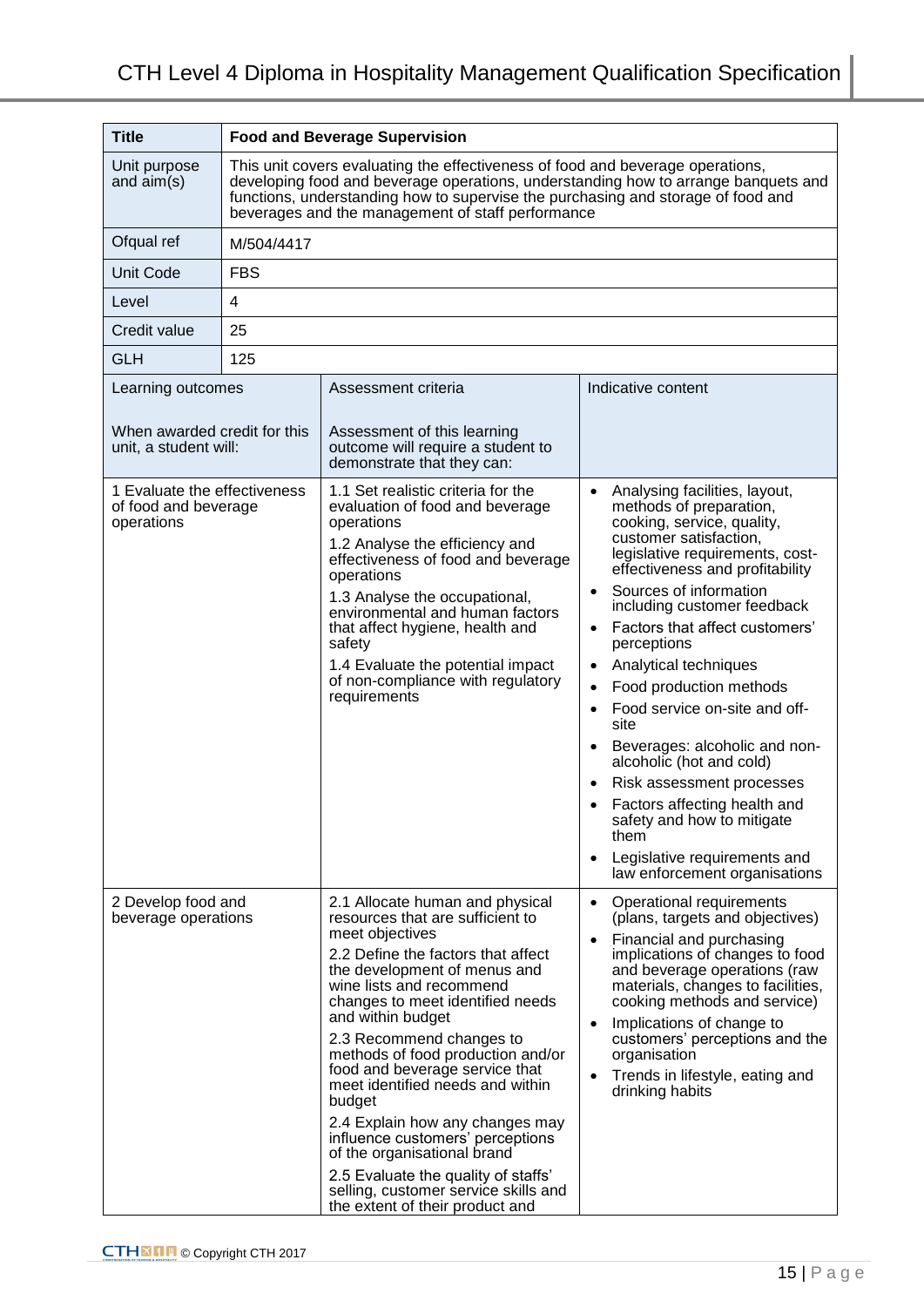| Title | Food and Beverage Supervision | |
|---|---|---|
| Unit purpose and aim(s) | This unit covers evaluating the effectiveness of food and beverage operations, developing food and beverage operations, understanding how to arrange banquets and functions, understanding how to supervise the purchasing and storage of food and beverages and the management of staff performance | |
| Ofqual ref | M/504/4417 | |
| Unit Code | FBS | |
| Level | 4 | |
| Credit value | 25 | |
| GLH | 125 | |
| Learning outcomes<br><br>When awarded credit for this unit, a student will: | Assessment criteria<br><br>Assessment of this learning outcome will require a student to demonstrate that they can: | Indicative content |
| 1 Evaluate the effectiveness of food and beverage operations | 1.1 Set realistic criteria for the evaluation of food and beverage operations<br>1.2 Analyse the efficiency and effectiveness of food and beverage operations<br>1.3 Analyse the occupational, environmental and human factors that affect hygiene, health and safety<br>1.4 Evaluate the potential impact of non-compliance with regulatory requirements | • Analysing facilities, layout, methods of preparation, cooking, service, quality, customer satisfaction, legislative requirements, cost-effectiveness and profitability<br>• Sources of information including customer feedback<br>• Factors that affect customers' perceptions<br>• Analytical techniques<br>• Food production methods<br>• Food service on-site and off-site<br>• Beverages: alcoholic and non-alcoholic (hot and cold)<br>• Risk assessment processes<br>• Factors affecting health and safety and how to mitigate them<br>• Legislative requirements and law enforcement organisations |
| 2 Develop food and beverage operations | 2.1 Allocate human and physical resources that are sufficient to meet objectives<br>2.2 Define the factors that affect the development of menus and wine lists and recommend changes to meet identified needs and within budget<br>2.3 Recommend changes to methods of food production and/or food and beverage service that meet identified needs and within budget<br>2.4 Explain how any changes may influence customers' perceptions of the organisational brand<br>2.5 Evaluate the quality of staffs' selling, customer service skills and the extent of their product and | • Operational requirements (plans, targets and objectives)<br>• Financial and purchasing implications of changes to food and beverage operations (raw materials, changes to facilities, cooking methods and service)<br>• Implications of change to customers' perceptions and the organisation<br>• Trends in lifestyle, eating and drinking habits |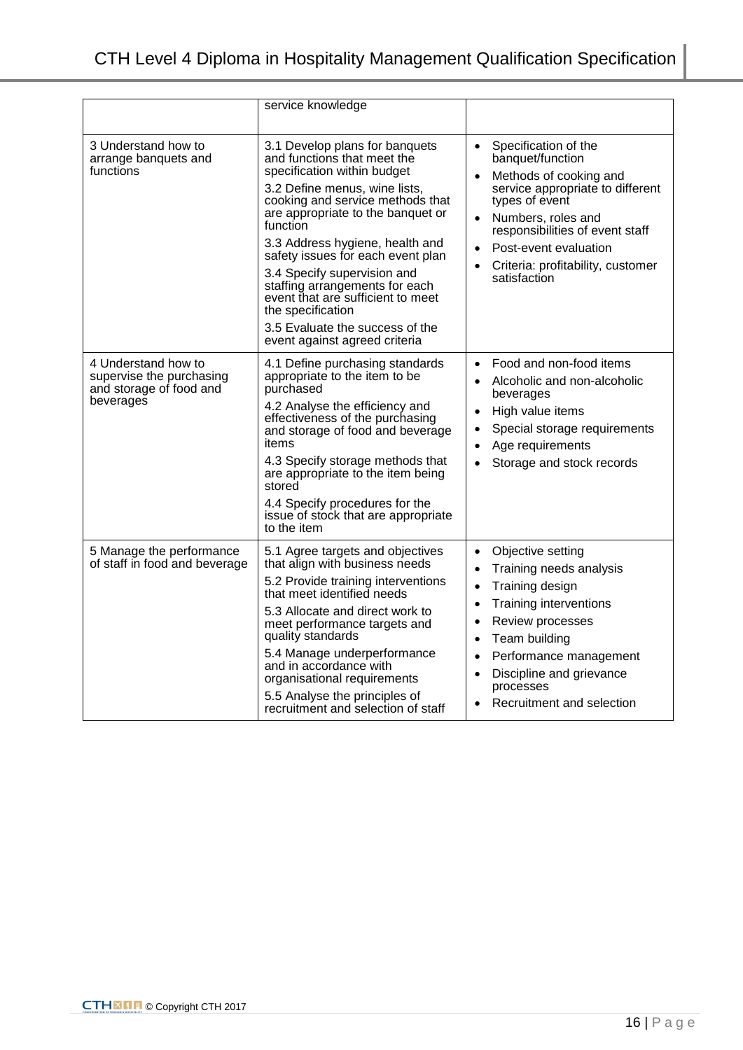|  |  |  |
|---|---|---|
|  | service knowledge |  |
| 3 Understand how to arrange banquets and functions | 3.1 Develop plans for banquets and functions that meet the specification within budget<br>3.2 Define menus, wine lists, cooking and service methods that are appropriate to the banquet or function<br>3.3 Address hygiene, health and safety issues for each event plan<br>3.4 Specify supervision and staffing arrangements for each event that are sufficient to meet the specification<br>3.5 Evaluate the success of the event against agreed criteria | • Specification of the banquet/function<br>• Methods of cooking and service appropriate to different types of event<br>• Numbers, roles and responsibilities of event staff<br>• Post-event evaluation<br>• Criteria: profitability, customer satisfaction |
| 4 Understand how to supervise the purchasing and storage of food and beverages | 4.1 Define purchasing standards appropriate to the item to be purchased<br>4.2 Analyse the efficiency and effectiveness of the purchasing and storage of food and beverage items<br>4.3 Specify storage methods that are appropriate to the item being stored<br>4.4 Specify procedures for the issue of stock that are appropriate to the item | • Food and non-food items<br>• Alcoholic and non-alcoholic beverages<br>• High value items<br>• Special storage requirements<br>• Age requirements<br>• Storage and stock records |
| 5 Manage the performance of staff in food and beverage | 5.1 Agree targets and objectives that align with business needs<br>5.2 Provide training interventions that meet identified needs<br>5.3 Allocate and direct work to meet performance targets and quality standards<br>5.4 Manage underperformance and in accordance with organisational requirements<br>5.5 Analyse the principles of recruitment and selection of staff | • Objective setting<br>• Training needs analysis<br>• Training design<br>• Training interventions<br>• Review processes<br>• Team building<br>• Performance management<br>• Discipline and grievance processes<br>• Recruitment and selection |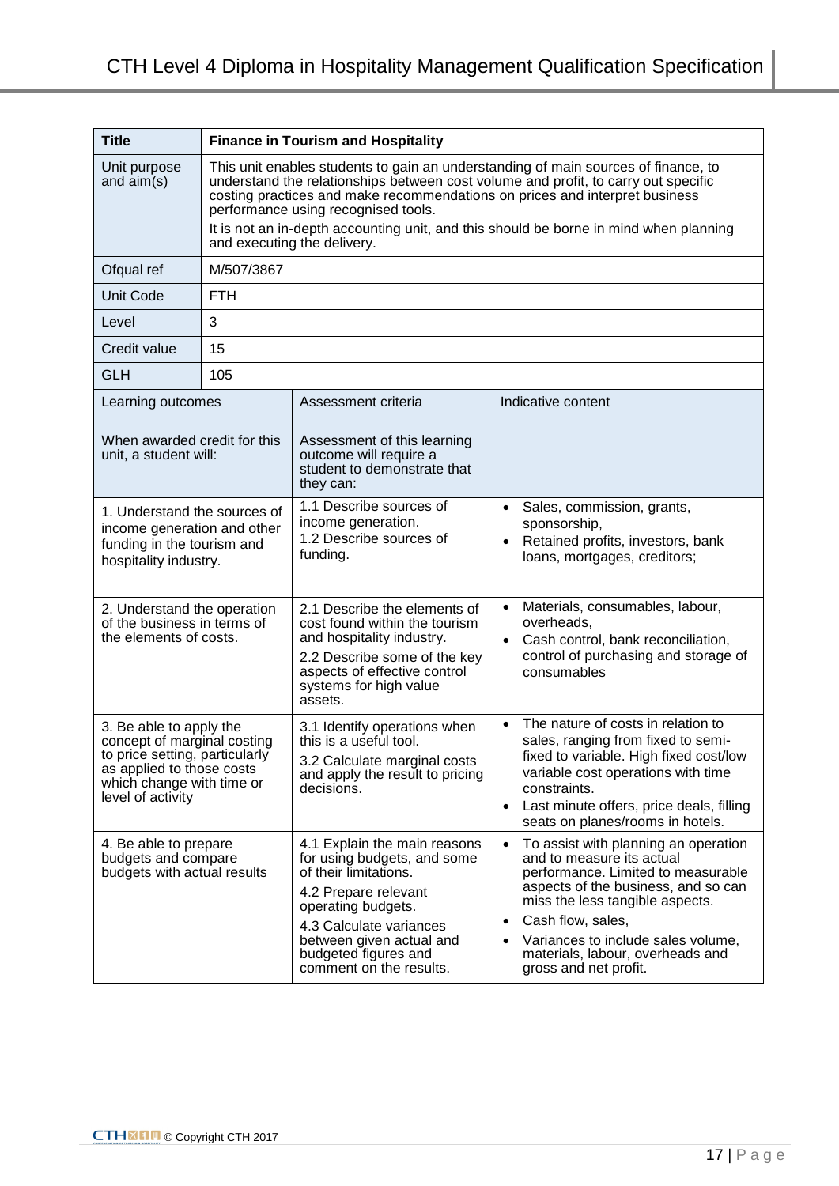| Title | Finance in Tourism and Hospitality | |
|---|---|---|
| Unit purpose and aim(s) | This unit enables students to gain an understanding of main sources of finance, to understand the relationships between cost volume and profit, to carry out specific costing practices and make recommendations on prices and interpret business performance using recognised tools.<br>It is not an in-depth accounting unit, and this should be borne in mind when planning and executing the delivery. | |
| Ofqual ref | M/507/3867 | |
| Unit Code | FTH | |
| Level | 3 | |
| Credit value | 15 | |
| GLH | 105 | |
| Learning outcomes<br><br>When awarded credit for this unit, a student will: | Assessment criteria<br><br>Assessment of this learning outcome will require a student to demonstrate that they can: | Indicative content |
| 1. Understand the sources of income generation and other funding in the tourism and hospitality industry. | 1.1 Describe sources of income generation.<br>1.2 Describe sources of funding. | • Sales, commission, grants, sponsorship,<br>• Retained profits, investors, bank loans, mortgages, creditors; |
| 2. Understand the operation of the business in terms of the elements of costs. | 2.1 Describe the elements of cost found within the tourism and hospitality industry.<br>2.2 Describe some of the key aspects of effective control systems for high value assets. | • Materials, consumables, labour, overheads,<br>• Cash control, bank reconciliation, control of purchasing and storage of consumables |
| 3. Be able to apply the concept of marginal costing to price setting, particularly as applied to those costs which change with time or level of activity | 3.1 Identify operations when this is a useful tool.<br>3.2 Calculate marginal costs and apply the result to pricing decisions. | • The nature of costs in relation to sales, ranging from fixed to semi-fixed to variable. High fixed cost/low variable cost operations with time constraints.<br>• Last minute offers, price deals, filling seats on planes/rooms in hotels. |
| 4. Be able to prepare budgets and compare budgets with actual results | 4.1 Explain the main reasons for using budgets, and some of their limitations.<br>4.2 Prepare relevant operating budgets.<br>4.3 Calculate variances between given actual and budgeted figures and comment on the results. | • To assist with planning an operation and to measure its actual performance. Limited to measurable aspects of the business, and so can miss the less tangible aspects.<br>• Cash flow, sales,<br>• Variances to include sales volume, materials, labour, overheads and gross and net profit. |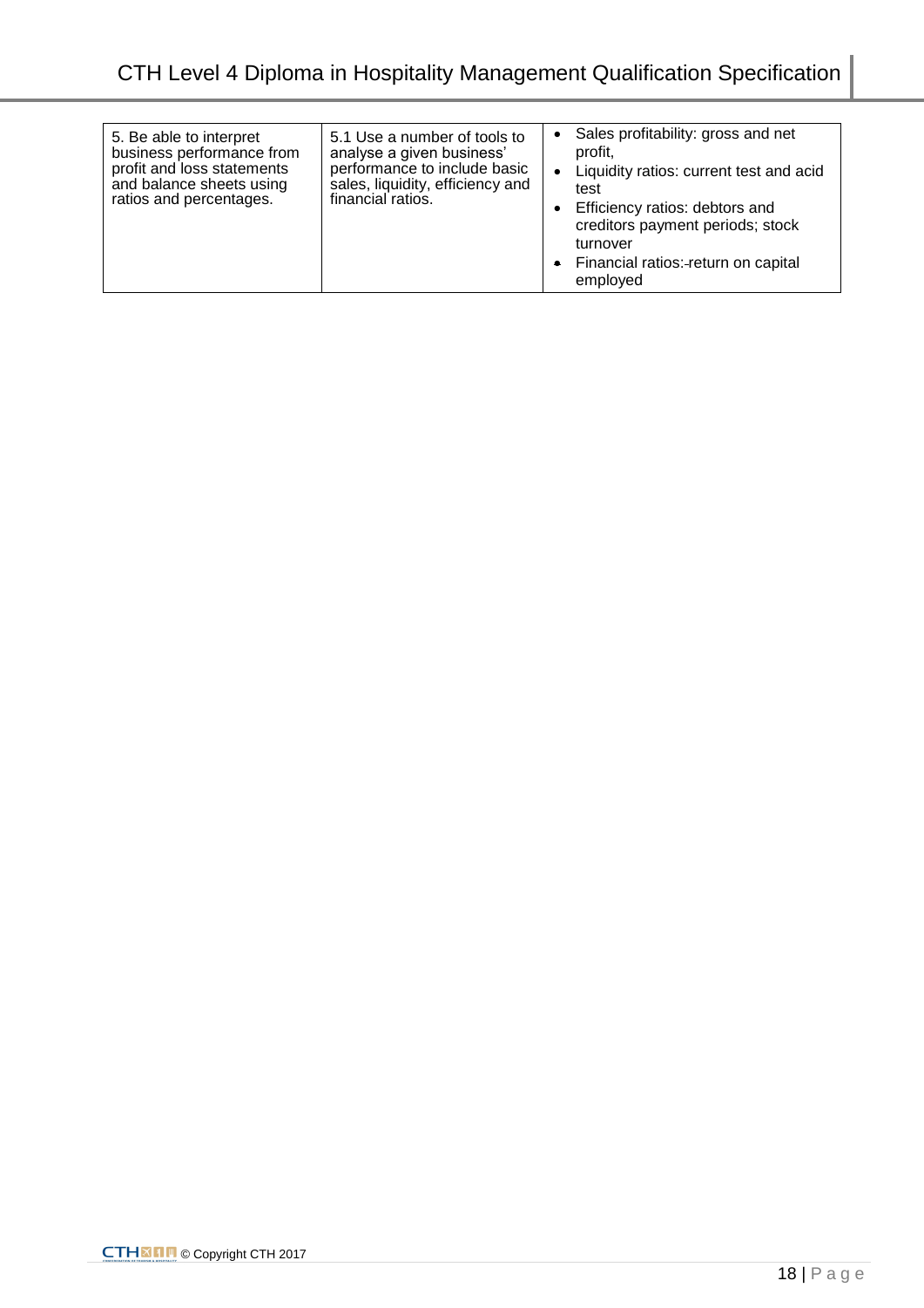| | | |
|---|---|---|
| 5. Be able to interpret business performance from profit and loss statements and balance sheets using ratios and percentages. | 5.1 Use a number of tools to analyse a given business' performance to include basic sales, liquidity, efficiency and financial ratios. | • Sales profitability: gross and net profit,<br>• Liquidity ratios: current test and acid test<br>• Efficiency ratios: debtors and creditors payment periods; stock turnover<br>• Financial ratios: return on capital employed |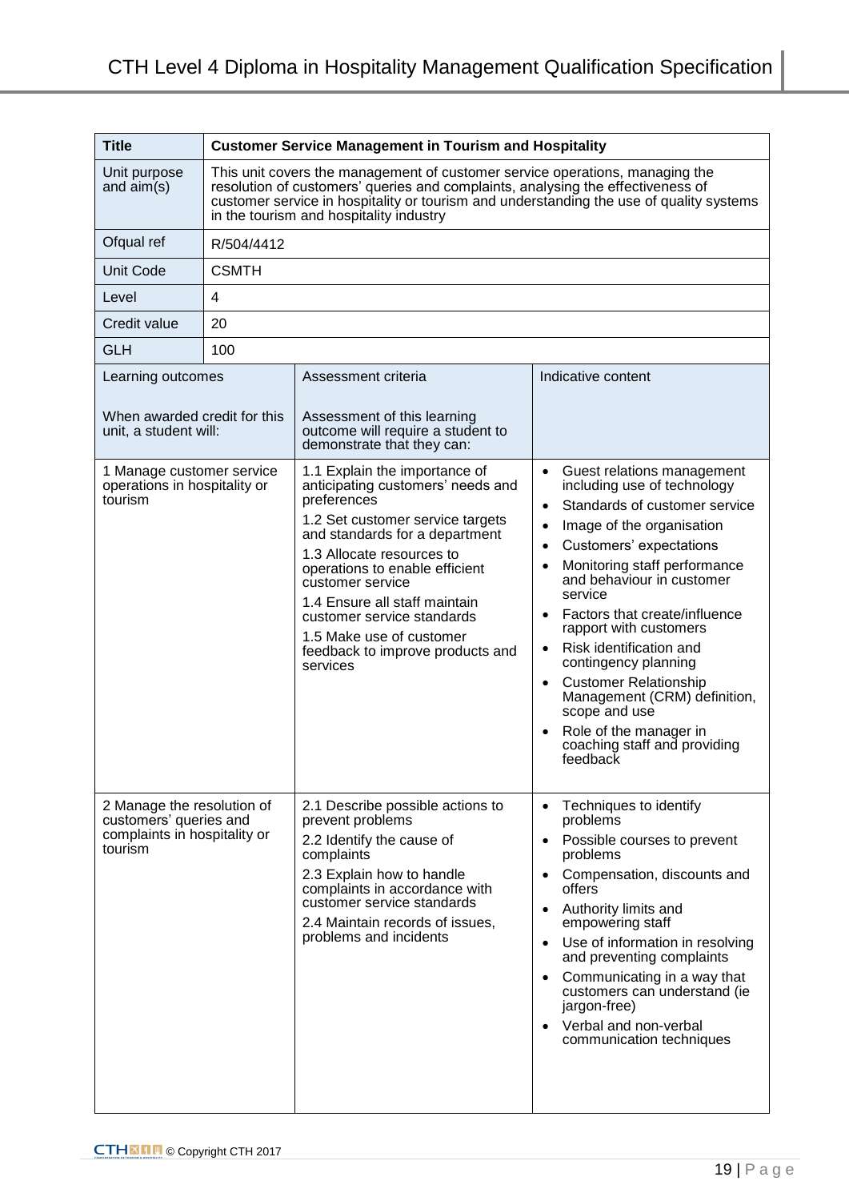| Title | Customer Service Management in Tourism and Hospitality | |
|---|---|---|
| Unit purpose and aim(s) | This unit covers the management of customer service operations, managing the resolution of customers' queries and complaints, analysing the effectiveness of customer service in hospitality or tourism and understanding the use of quality systems in the tourism and hospitality industry | |
| Ofqual ref | R/504/4412 | |
| Unit Code | CSMTH | |
| Level | 4 | |
| Credit value | 20 | |
| GLH | 100 | |

| Learning outcomes<br><br>When awarded credit for this unit, a student will: | Assessment criteria<br><br>Assessment of this learning outcome will require a student to demonstrate that they can: | Indicative content |
|---|---|---|
| 1 Manage customer service operations in hospitality or tourism | 1.1 Explain the importance of anticipating customers' needs and preferences<br>1.2 Set customer service targets and standards for a department<br>1.3 Allocate resources to operations to enable efficient customer service<br>1.4 Ensure all staff maintain customer service standards<br>1.5 Make use of customer feedback to improve products and services | • Guest relations management including use of technology<br>• Standards of customer service<br>• Image of the organisation<br>• Customers' expectations<br>• Monitoring staff performance and behaviour in customer service<br>• Factors that create/influence rapport with customers<br>• Risk identification and contingency planning<br>• Customer Relationship Management (CRM) definition, scope and use<br>• Role of the manager in coaching staff and providing feedback |
| 2 Manage the resolution of customers' queries and complaints in hospitality or tourism | 2.1 Describe possible actions to prevent problems<br>2.2 Identify the cause of complaints<br>2.3 Explain how to handle complaints in accordance with customer service standards<br>2.4 Maintain records of issues, problems and incidents | • Techniques to identify problems<br>• Possible courses to prevent problems<br>• Compensation, discounts and offers<br>• Authority limits and empowering staff<br>• Use of information in resolving and preventing complaints<br>• Communicating in a way that customers can understand (ie jargon-free)<br>• Verbal and non-verbal communication techniques |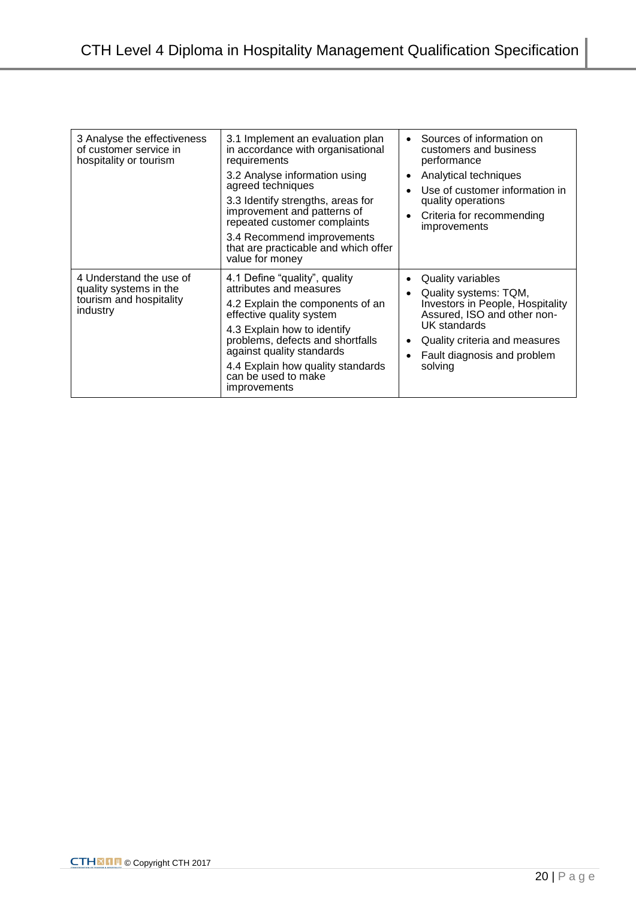| | | |
|---|---|---|
| 3 Analyse the effectiveness of customer service in hospitality or tourism | 3.1 Implement an evaluation plan in accordance with organisational requirements<br>3.2 Analyse information using agreed techniques<br>3.3 Identify strengths, areas for improvement and patterns of repeated customer complaints<br>3.4 Recommend improvements that are practicable and which offer value for money | • Sources of information on customers and business performance<br>• Analytical techniques<br>• Use of customer information in quality operations<br>• Criteria for recommending improvements |
| 4 Understand the use of quality systems in the tourism and hospitality industry | 4.1 Define "quality", quality attributes and measures<br>4.2 Explain the components of an effective quality system<br>4.3 Explain how to identify problems, defects and shortfalls against quality standards<br>4.4 Explain how quality standards can be used to make improvements | • Quality variables<br>• Quality systems: TQM, Investors in People, Hospitality Assured, ISO and other non-UK standards<br>• Quality criteria and measures<br>• Fault diagnosis and problem solving |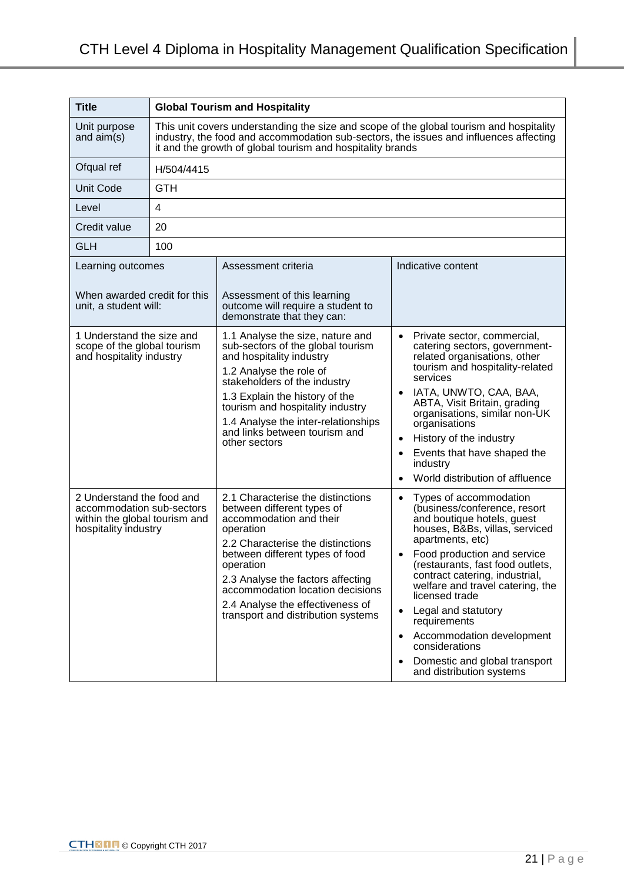| **Title** | **Global Tourism and Hospitality** | |
|---|---|---|
| Unit purpose and aim(s) | This unit covers understanding the size and scope of the global tourism and hospitality industry, the food and accommodation sub-sectors, the issues and influences affecting it and the growth of global tourism and hospitality brands | |
| Ofqual ref | H/504/4415 | |
| Unit Code | GTH | |
| Level | 4 | |
| Credit value | 20 | |
| GLH | 100 | |
| Learning outcomes<br><br>When awarded credit for this unit, a student will: | Assessment criteria<br><br>Assessment of this learning outcome will require a student to demonstrate that they can: | Indicative content |
| 1 Understand the size and scope of the global tourism and hospitality industry | 1.1 Analyse the size, nature and sub-sectors of the global tourism and hospitality industry<br>1.2 Analyse the role of stakeholders of the industry<br>1.3 Explain the history of the tourism and hospitality industry<br>1.4 Analyse the inter-relationships and links between tourism and other sectors | • Private sector, commercial, catering sectors, government-related organisations, other tourism and hospitality-related services<br>• IATA, UNWTO, CAA, BAA, ABTA, Visit Britain, grading organisations, similar non-UK organisations<br>• History of the industry<br>• Events that have shaped the industry<br>• World distribution of affluence |
| 2 Understand the food and accommodation sub-sectors within the global tourism and hospitality industry | 2.1 Characterise the distinctions between different types of accommodation and their operation<br>2.2 Characterise the distinctions between different types of food operation<br>2.3 Analyse the factors affecting accommodation location decisions<br>2.4 Analyse the effectiveness of transport and distribution systems | • Types of accommodation (business/conference, resort and boutique hotels, guest houses, B&Bs, villas, serviced apartments, etc)<br>• Food production and service (restaurants, fast food outlets, contract catering, industrial, welfare and travel catering, the licensed trade<br>• Legal and statutory requirements<br>• Accommodation development considerations<br>• Domestic and global transport and distribution systems |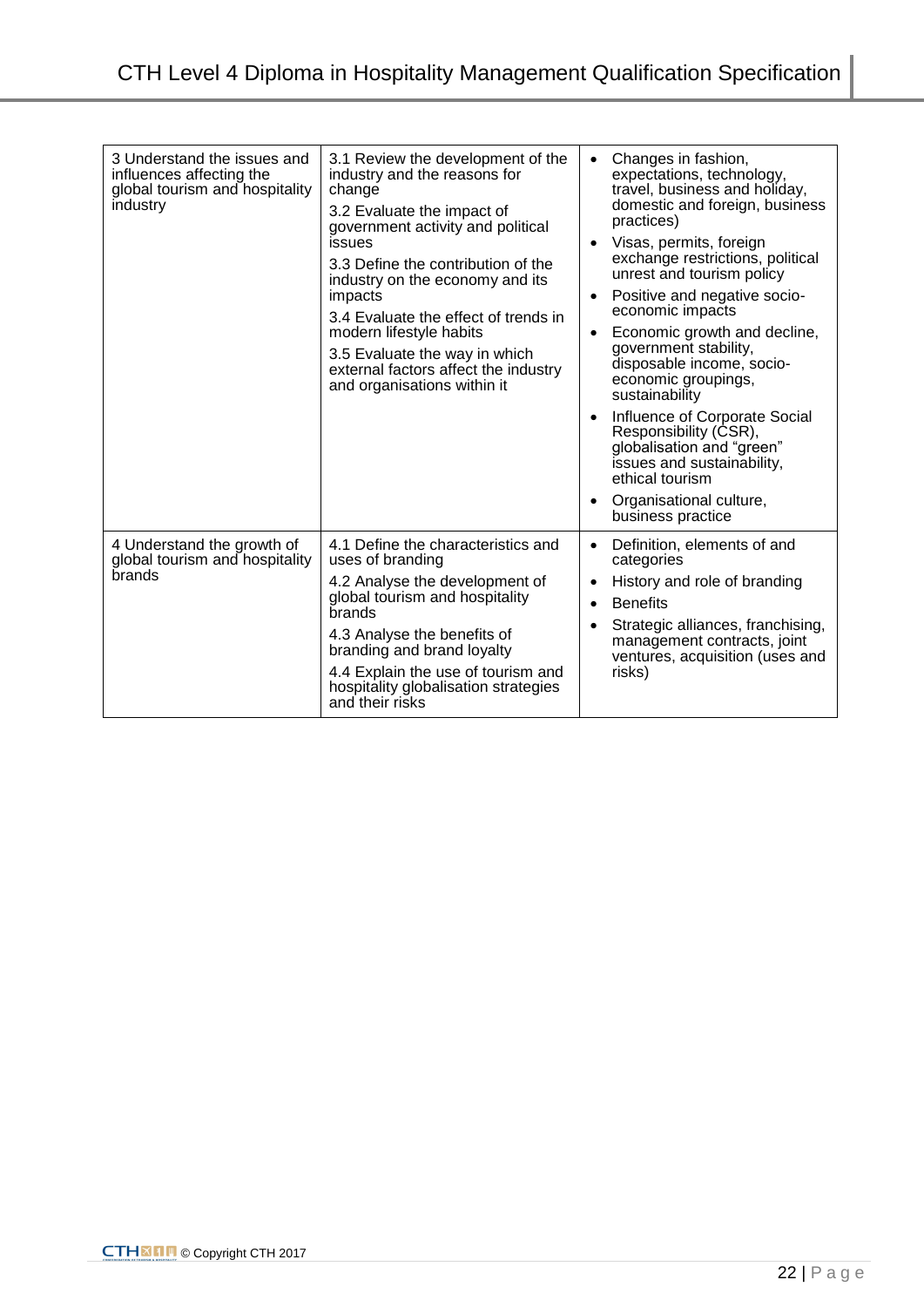| | | |
|---|---|---|
| 3 Understand the issues and influences affecting the global tourism and hospitality industry | 3.1 Review the development of the industry and the reasons for change<br>3.2 Evaluate the impact of government activity and political issues<br>3.3 Define the contribution of the industry on the economy and its impacts<br>3.4 Evaluate the effect of trends in modern lifestyle habits<br>3.5 Evaluate the way in which external factors affect the industry and organisations within it | • Changes in fashion, expectations, technology, travel, business and holiday, domestic and foreign, business practices)<br>• Visas, permits, foreign exchange restrictions, political unrest and tourism policy<br>• Positive and negative socio-economic impacts<br>• Economic growth and decline, government stability, disposable income, socio-economic groupings, sustainability<br>• Influence of Corporate Social Responsibility (CSR), globalisation and "green" issues and sustainability, ethical tourism<br>• Organisational culture, business practice |
| 4 Understand the growth of global tourism and hospitality brands | 4.1 Define the characteristics and uses of branding<br>4.2 Analyse the development of global tourism and hospitality brands<br>4.3 Analyse the benefits of branding and brand loyalty<br>4.4 Explain the use of tourism and hospitality globalisation strategies and their risks | • Definition, elements of and categories<br>• History and role of branding<br>• Benefits<br>• Strategic alliances, franchising, management contracts, joint ventures, acquisition (uses and risks) |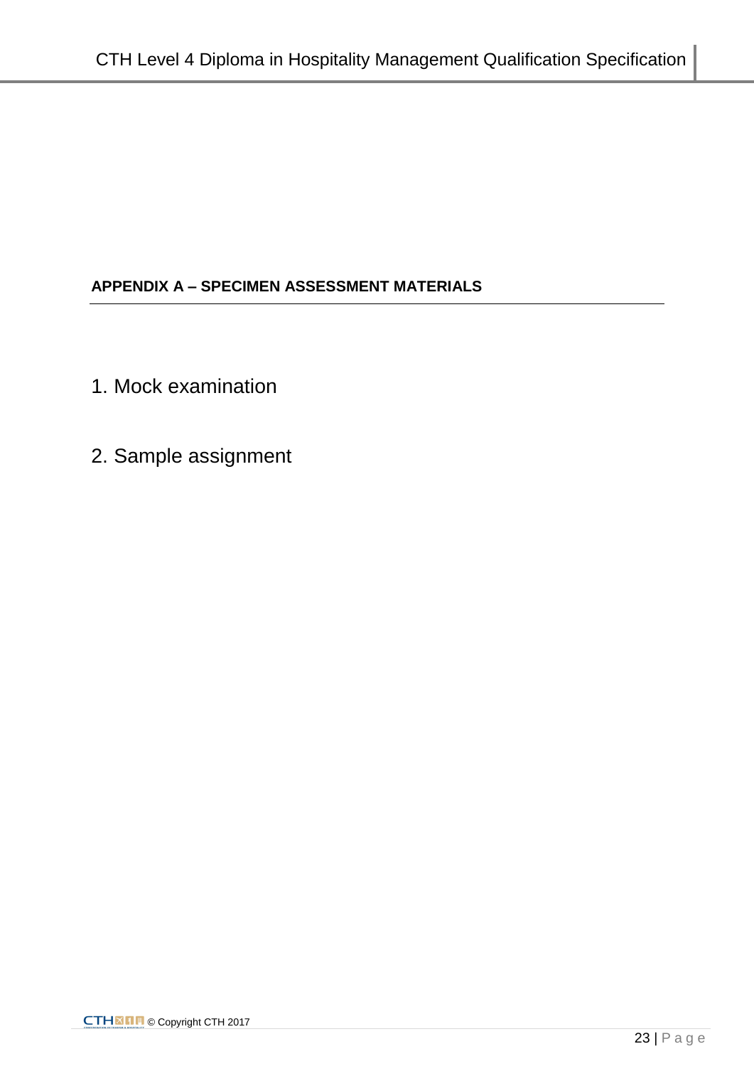## APPENDIX A – SPECIMEN ASSESSMENT MATERIALS

1. Mock examination

2. Sample assignment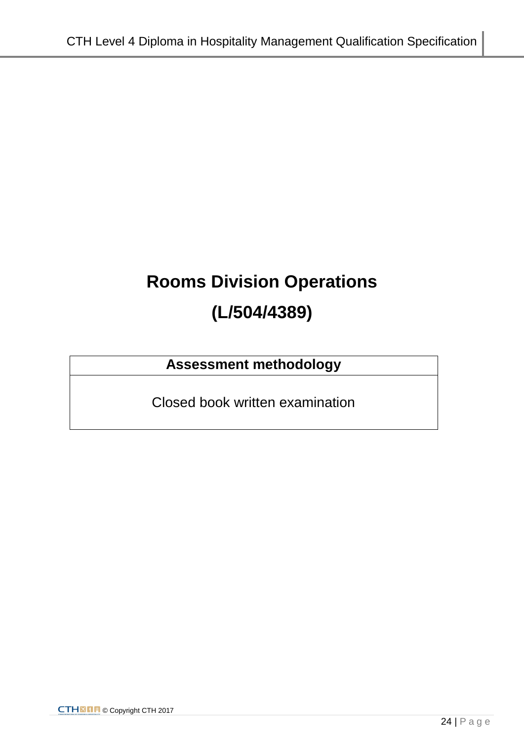# Rooms Division Operations

# (L/504/4389)

| Assessment methodology |
|---|
| Closed book written examination |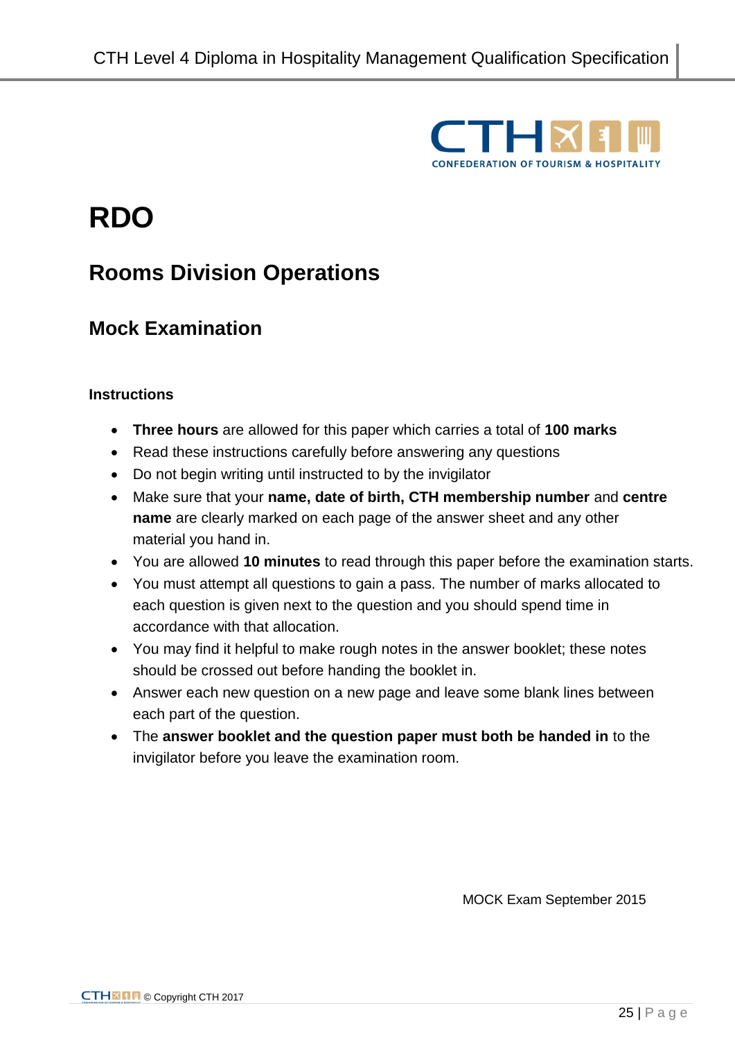# RDO

## Rooms Division Operations

## Mock Examination

#### Instructions

- **Three hours** are allowed for this paper which carries a total of **100 marks**
- Read these instructions carefully before answering any questions
- Do not begin writing until instructed to by the invigilator
- Make sure that your **name, date of birth, CTH membership number** and **centre name** are clearly marked on each page of the answer sheet and any other material you hand in.
- You are allowed **10 minutes** to read through this paper before the examination starts.
- You must attempt all questions to gain a pass. The number of marks allocated to each question is given next to the question and you should spend time in accordance with that allocation.
- You may find it helpful to make rough notes in the answer booklet; these notes should be crossed out before handing the booklet in.
- Answer each new question on a new page and leave some blank lines between each part of the question.
- The **answer booklet and the question paper must both be handed in** to the invigilator before you leave the examination room.

MOCK Exam September 2015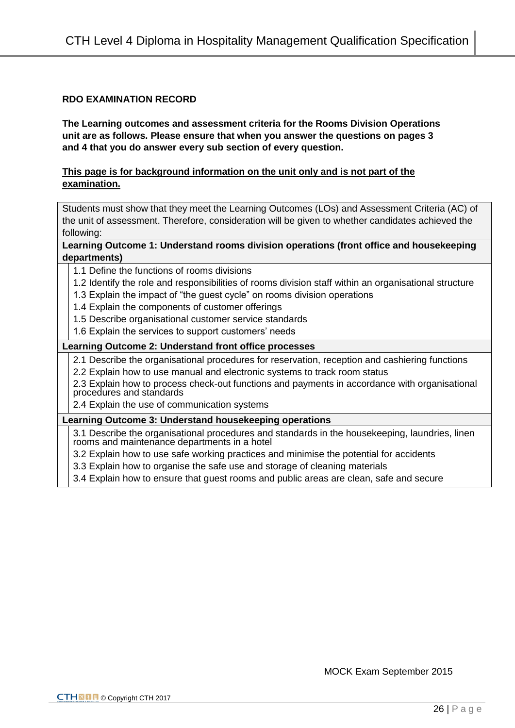**RDO EXAMINATION RECORD**

**The Learning outcomes and assessment criteria for the Rooms Division Operations unit are as follows. Please ensure that when you answer the questions on pages 3 and 4 that you do answer every sub section of every question.**

**<u>This page is for background information on the unit only and is not part of the examination.</u>**

| Students must show that they meet the Learning Outcomes (LOs) and Assessment Criteria (AC) of the unit of assessment. Therefore, consideration will be given to whether candidates achieved the following: | |
|---|---|
| **Learning Outcome 1: Understand rooms division operations (front office and housekeeping departments)** | |
| | 1.1 Define the functions of rooms divisions<br>1.2 Identify the role and responsibilities of rooms division staff within an organisational structure<br>1.3 Explain the impact of "the guest cycle" on rooms division operations<br>1.4 Explain the components of customer offerings<br>1.5 Describe organisational customer service standards<br>1.6 Explain the services to support customers' needs |
| **Learning Outcome 2: Understand front office processes** | |
| | 2.1 Describe the organisational procedures for reservation, reception and cashiering functions<br>2.2 Explain how to use manual and electronic systems to track room status<br>2.3 Explain how to process check-out functions and payments in accordance with organisational procedures and standards<br>2.4 Explain the use of communication systems |
| **Learning Outcome 3: Understand housekeeping operations** | |
| | 3.1 Describe the organisational procedures and standards in the housekeeping, laundries, linen rooms and maintenance departments in a hotel<br>3.2 Explain how to use safe working practices and minimise the potential for accidents<br>3.3 Explain how to organise the safe use and storage of cleaning materials<br>3.4 Explain how to ensure that guest rooms and public areas are clean, safe and secure |

MOCK Exam September 2015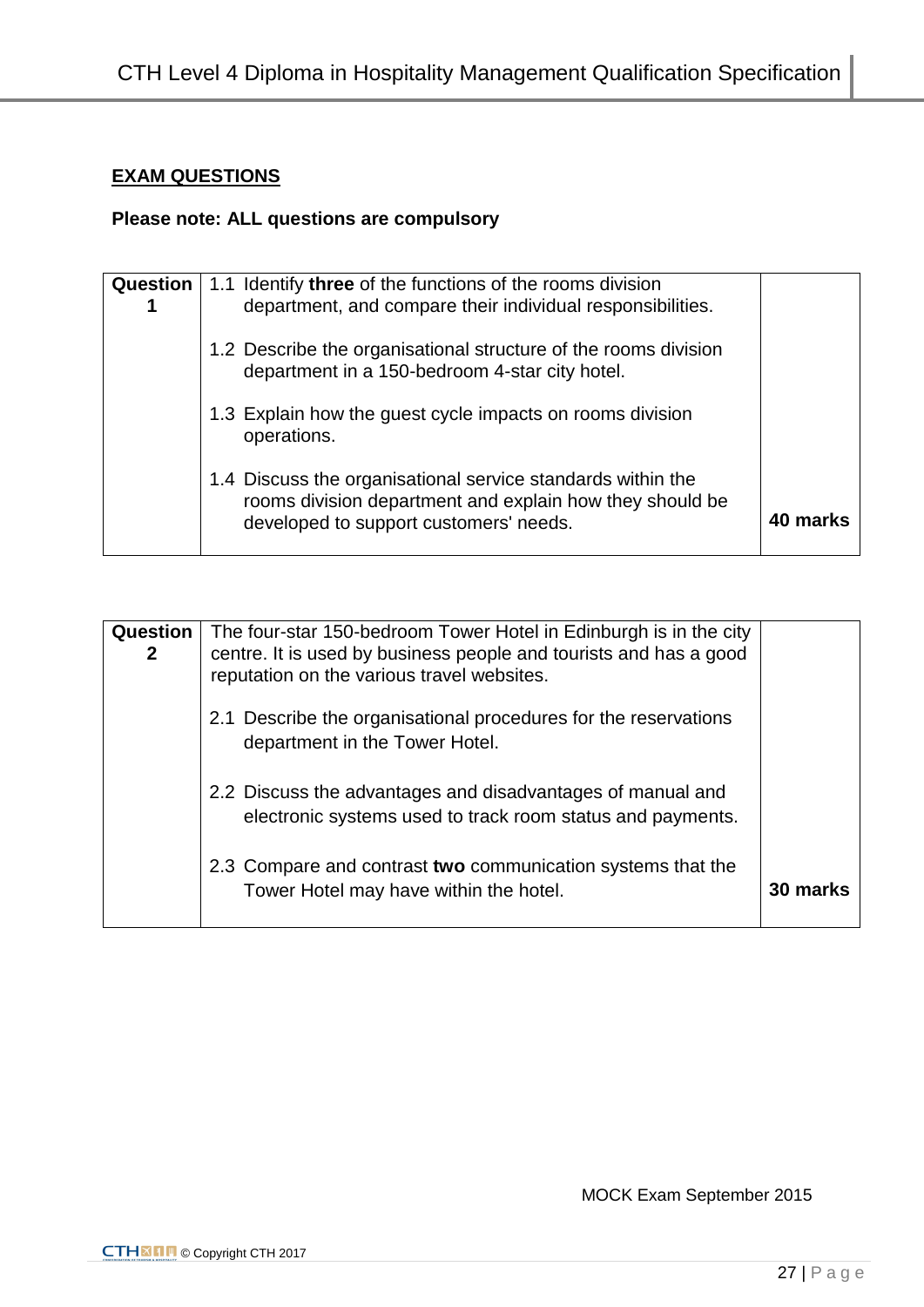**EXAM QUESTIONS**

**Please note: ALL questions are compulsory**

| **Question 1** | 1.1 Identify **three** of the functions of the rooms division department, and compare their individual responsibilities.<br><br>1.2 Describe the organisational structure of the rooms division department in a 150-bedroom 4-star city hotel.<br><br>1.3 Explain how the guest cycle impacts on rooms division operations.<br><br>1.4 Discuss the organisational service standards within the rooms division department and explain how they should be developed to support customers' needs. | **40 marks** |
|---|---|---|

| **Question 2** | The four-star 150-bedroom Tower Hotel in Edinburgh is in the city centre. It is used by business people and tourists and has a good reputation on the various travel websites.<br><br>2.1 Describe the organisational procedures for the reservations department in the Tower Hotel.<br><br>2.2 Discuss the advantages and disadvantages of manual and electronic systems used to track room status and payments.<br><br>2.3 Compare and contrast **two** communication systems that the Tower Hotel may have within the hotel. | **30 marks** |
|---|---|---|

MOCK Exam September 2015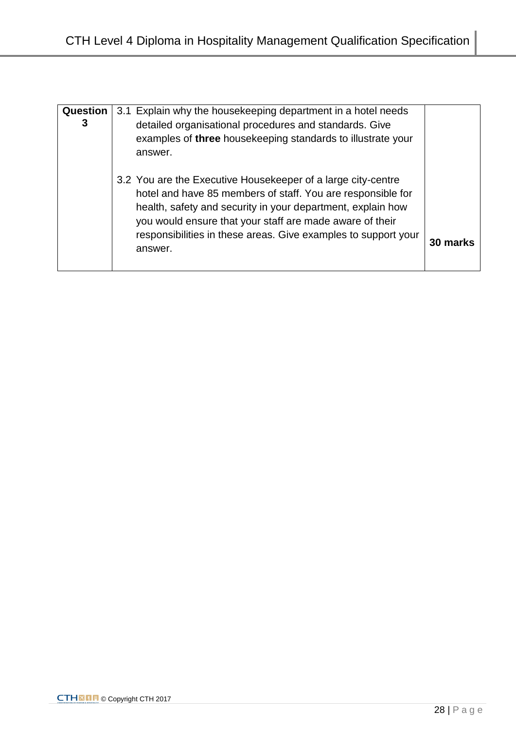| Question 3 | 3.1 Explain why the housekeeping department in a hotel needs detailed organisational procedures and standards. Give examples of **three** housekeeping standards to illustrate your answer.<br><br>3.2 You are the Executive Housekeeper of a large city-centre hotel and have 85 members of staff. You are responsible for health, safety and security in your department, explain how you would ensure that your staff are made aware of their responsibilities in these areas. Give examples to support your answer. | **30 marks** |
|---|---|---|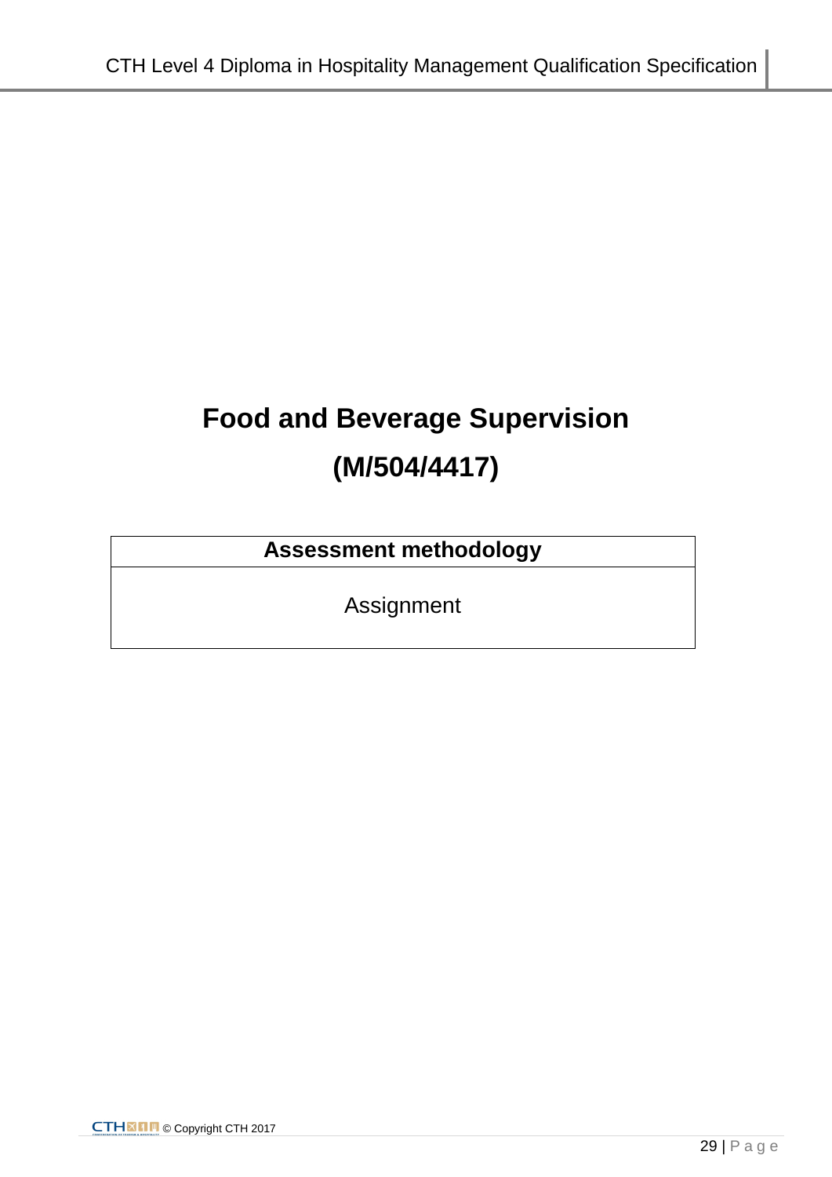# Food and Beverage Supervision

# (M/504/4417)

| Assessment methodology |
| --- |
| Assignment |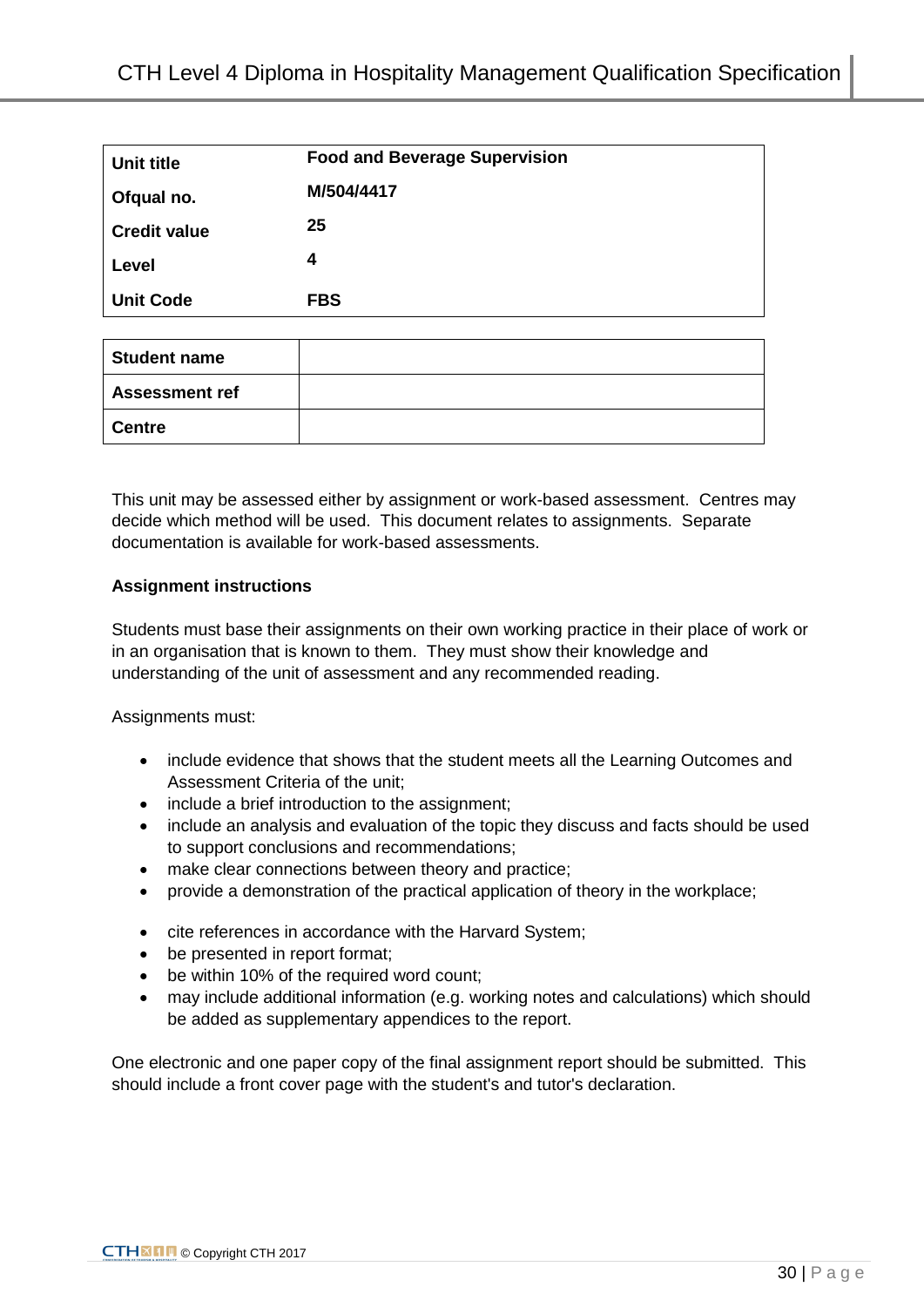| Unit title | Food and Beverage Supervision |
|---|---|
| Ofqual no. | M/504/4417 |
| Credit value | 25 |
| Level | 4 |
| Unit Code | FBS |

| Student name | |
|---|---|
| Assessment ref | |
| Centre | |

This unit may be assessed either by assignment or work-based assessment. Centres may decide which method will be used. This document relates to assignments. Separate documentation is available for work-based assessments.

**Assignment instructions**

Students must base their assignments on their own working practice in their place of work or in an organisation that is known to them. They must show their knowledge and understanding of the unit of assessment and any recommended reading.

Assignments must:

- include evidence that shows that the student meets all the Learning Outcomes and Assessment Criteria of the unit;
- include a brief introduction to the assignment;
- include an analysis and evaluation of the topic they discuss and facts should be used to support conclusions and recommendations;
- make clear connections between theory and practice;
- provide a demonstration of the practical application of theory in the workplace;
- cite references in accordance with the Harvard System;
- be presented in report format;
- be within 10% of the required word count;
- may include additional information (e.g. working notes and calculations) which should be added as supplementary appendices to the report.

One electronic and one paper copy of the final assignment report should be submitted. This should include a front cover page with the student's and tutor's declaration.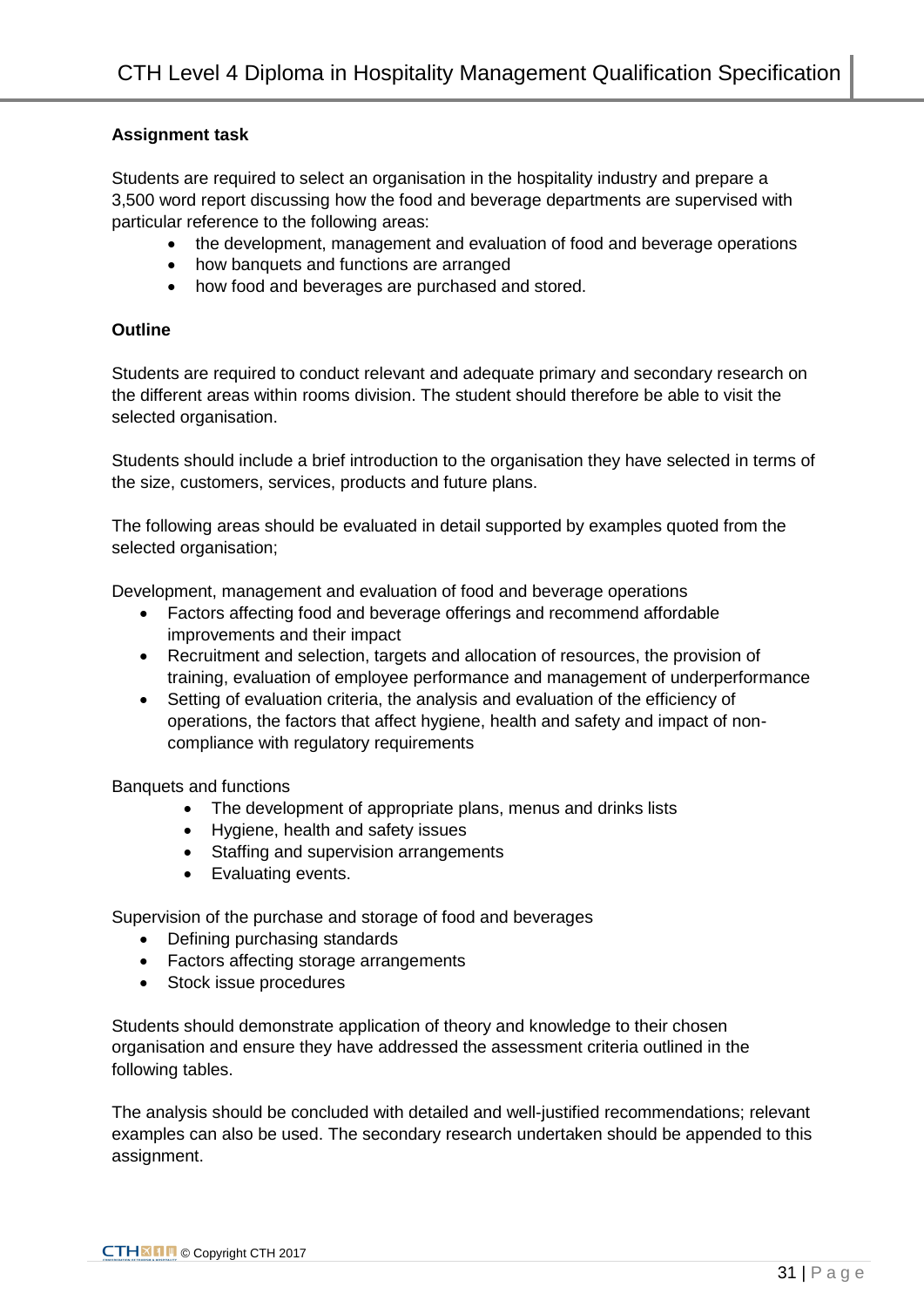**Assignment task**

Students are required to select an organisation in the hospitality industry and prepare a 3,500 word report discussing how the food and beverage departments are supervised with particular reference to the following areas:

- the development, management and evaluation of food and beverage operations
- how banquets and functions are arranged
- how food and beverages are purchased and stored.

**Outline**

Students are required to conduct relevant and adequate primary and secondary research on the different areas within rooms division. The student should therefore be able to visit the selected organisation.

Students should include a brief introduction to the organisation they have selected in terms of the size, customers, services, products and future plans.

The following areas should be evaluated in detail supported by examples quoted from the selected organisation;

Development, management and evaluation of food and beverage operations

- Factors affecting food and beverage offerings and recommend affordable improvements and their impact
- Recruitment and selection, targets and allocation of resources, the provision of training, evaluation of employee performance and management of underperformance
- Setting of evaluation criteria, the analysis and evaluation of the efficiency of operations, the factors that affect hygiene, health and safety and impact of non-compliance with regulatory requirements

Banquets and functions

- The development of appropriate plans, menus and drinks lists
- Hygiene, health and safety issues
- Staffing and supervision arrangements
- Evaluating events.

Supervision of the purchase and storage of food and beverages

- Defining purchasing standards
- Factors affecting storage arrangements
- Stock issue procedures

Students should demonstrate application of theory and knowledge to their chosen organisation and ensure they have addressed the assessment criteria outlined in the following tables.

The analysis should be concluded with detailed and well-justified recommendations; relevant examples can also be used. The secondary research undertaken should be appended to this assignment.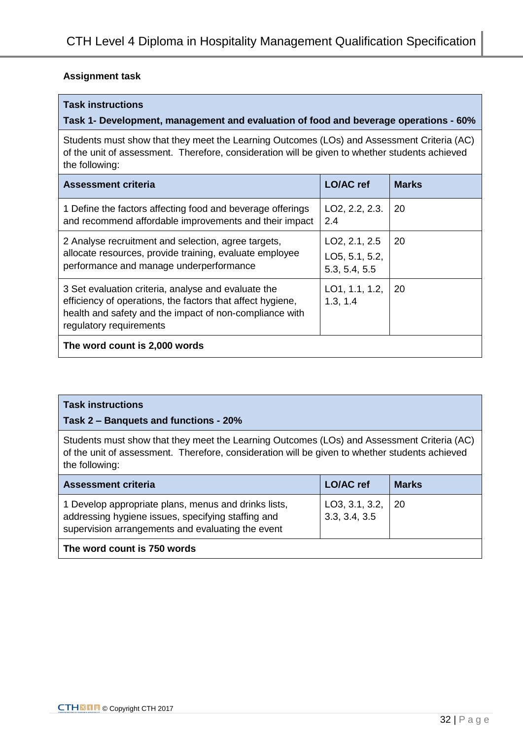**Assignment task**

| **Task instructions**<br>**Task 1- Development, management and evaluation of food and beverage operations - 60%** | | |
|---|---|---|
| Students must show that they meet the Learning Outcomes (LOs) and Assessment Criteria (AC) of the unit of assessment. Therefore, consideration will be given to whether students achieved the following: | | |
| **Assessment criteria** | **LO/AC ref** | **Marks** |
| 1 Define the factors affecting food and beverage offerings and recommend affordable improvements and their impact | LO2, 2.2, 2.3. 2.4 | 20 |
| 2 Analyse recruitment and selection, agree targets, allocate resources, provide training, evaluate employee performance and manage underperformance | LO2, 2.1, 2.5<br>LO5, 5.1, 5.2, 5.3, 5.4, 5.5 | 20 |
| 3 Set evaluation criteria, analyse and evaluate the efficiency of operations, the factors that affect hygiene, health and safety and the impact of non-compliance with regulatory requirements | LO1, 1.1, 1.2, 1.3, 1.4 | 20 |
| **The word count is 2,000 words** | | |

| **Task instructions**<br>**Task 2 – Banquets and functions - 20%** | | |
|---|---|---|
| Students must show that they meet the Learning Outcomes (LOs) and Assessment Criteria (AC) of the unit of assessment. Therefore, consideration will be given to whether students achieved the following: | | |
| **Assessment criteria** | **LO/AC ref** | **Marks** |
| 1 Develop appropriate plans, menus and drinks lists, addressing hygiene issues, specifying staffing and supervision arrangements and evaluating the event | LO3, 3.1, 3.2, 3.3, 3.4, 3.5 | 20 |
| **The word count is 750 words** | | |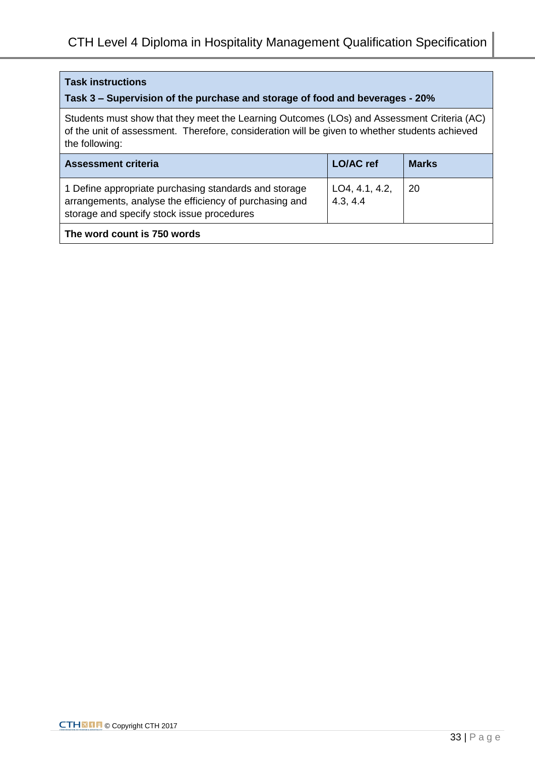| **Task instructions**<br>**Task 3 – Supervision of the purchase and storage of food and beverages - 20%** | | |
|---|---|---|
| Students must show that they meet the Learning Outcomes (LOs) and Assessment Criteria (AC) of the unit of assessment. Therefore, consideration will be given to whether students achieved the following: | | |
| **Assessment criteria** | **LO/AC ref** | **Marks** |
| 1 Define appropriate purchasing standards and storage arrangements, analyse the efficiency of purchasing and storage and specify stock issue procedures | LO4, 4.1, 4.2, 4.3, 4.4 | 20 |
| **The word count is 750 words** | | |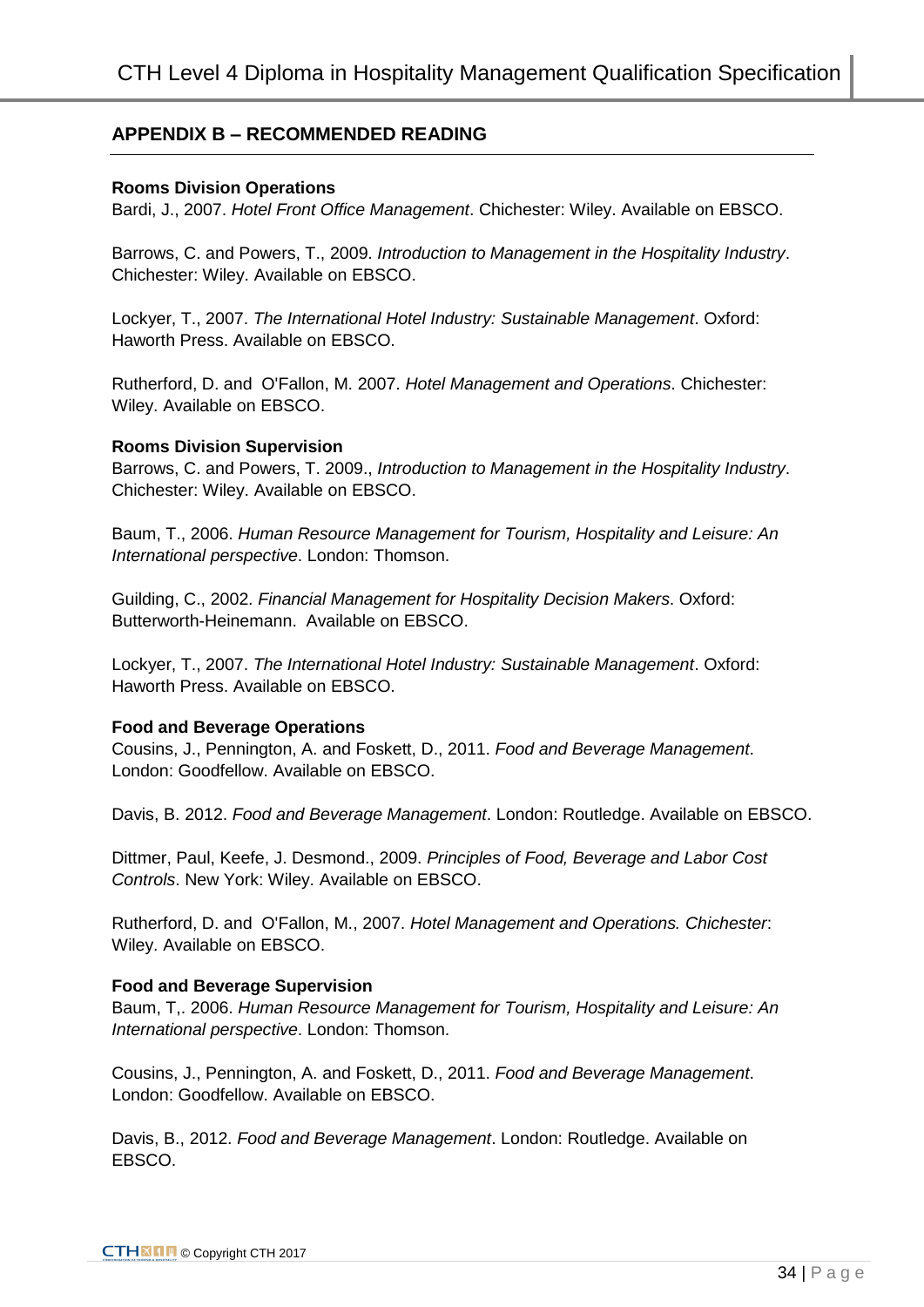## APPENDIX B – RECOMMENDED READING

**Rooms Division Operations**

Bardi, J., 2007. *Hotel Front Office Management*. Chichester: Wiley. Available on EBSCO.

Barrows, C. and Powers, T., 2009. *Introduction to Management in the Hospitality Industry*. Chichester: Wiley. Available on EBSCO.

Lockyer, T., 2007. *The International Hotel Industry: Sustainable Management*. Oxford: Haworth Press. Available on EBSCO.

Rutherford, D. and O'Fallon, M. 2007. *Hotel Management and Operations*. Chichester: Wiley. Available on EBSCO.

**Rooms Division Supervision**

Barrows, C. and Powers, T. 2009., *Introduction to Management in the Hospitality Industry*. Chichester: Wiley. Available on EBSCO.

Baum, T., 2006. *Human Resource Management for Tourism, Hospitality and Leisure: An International perspective*. London: Thomson.

Guilding, C., 2002. *Financial Management for Hospitality Decision Makers*. Oxford: Butterworth-Heinemann. Available on EBSCO.

Lockyer, T., 2007. *The International Hotel Industry: Sustainable Management*. Oxford: Haworth Press. Available on EBSCO.

**Food and Beverage Operations**

Cousins, J., Pennington, A. and Foskett, D., 2011. *Food and Beverage Management*. London: Goodfellow. Available on EBSCO.

Davis, B. 2012. *Food and Beverage Management*. London: Routledge. Available on EBSCO.

Dittmer, Paul, Keefe, J. Desmond., 2009. *Principles of Food, Beverage and Labor Cost Controls*. New York: Wiley. Available on EBSCO.

Rutherford, D. and O'Fallon, M., 2007. *Hotel Management and Operations. Chichester*: Wiley. Available on EBSCO.

**Food and Beverage Supervision**

Baum, T,. 2006. *Human Resource Management for Tourism, Hospitality and Leisure: An International perspective*. London: Thomson.

Cousins, J., Pennington, A. and Foskett, D., 2011. *Food and Beverage Management*. London: Goodfellow. Available on EBSCO.

Davis, B., 2012. *Food and Beverage Management*. London: Routledge. Available on EBSCO.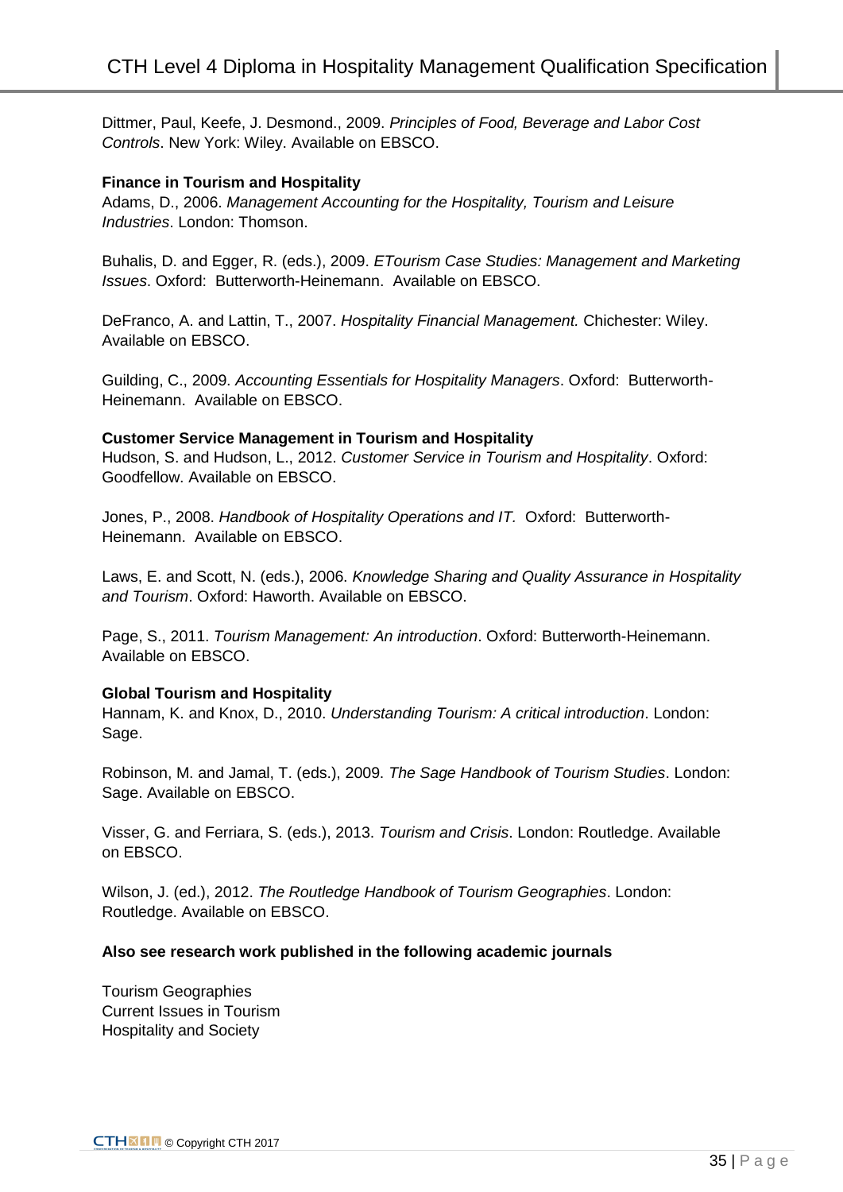Dittmer, Paul, Keefe, J. Desmond., 2009. *Principles of Food, Beverage and Labor Cost Controls*. New York: Wiley. Available on EBSCO.

**Finance in Tourism and Hospitality**

Adams, D., 2006. *Management Accounting for the Hospitality, Tourism and Leisure Industries*. London: Thomson.

Buhalis, D. and Egger, R. (eds.), 2009. *ETourism Case Studies: Management and Marketing Issues*. Oxford: Butterworth-Heinemann. Available on EBSCO.

DeFranco, A. and Lattin, T., 2007. *Hospitality Financial Management.* Chichester: Wiley. Available on EBSCO.

Guilding, C., 2009. *Accounting Essentials for Hospitality Managers*. Oxford: Butterworth-Heinemann. Available on EBSCO.

**Customer Service Management in Tourism and Hospitality**

Hudson, S. and Hudson, L., 2012. *Customer Service in Tourism and Hospitality*. Oxford: Goodfellow. Available on EBSCO.

Jones, P., 2008. *Handbook of Hospitality Operations and IT.* Oxford: Butterworth-Heinemann. Available on EBSCO.

Laws, E. and Scott, N. (eds.), 2006. *Knowledge Sharing and Quality Assurance in Hospitality and Tourism*. Oxford: Haworth. Available on EBSCO.

Page, S., 2011. *Tourism Management: An introduction*. Oxford: Butterworth-Heinemann. Available on EBSCO.

**Global Tourism and Hospitality**

Hannam, K. and Knox, D., 2010. *Understanding Tourism: A critical introduction*. London: Sage.

Robinson, M. and Jamal, T. (eds.), 2009. *The Sage Handbook of Tourism Studies*. London: Sage. Available on EBSCO.

Visser, G. and Ferriara, S. (eds.), 2013. *Tourism and Crisis*. London: Routledge. Available on EBSCO.

Wilson, J. (ed.), 2012. *The Routledge Handbook of Tourism Geographies*. London: Routledge. Available on EBSCO.

**Also see research work published in the following academic journals**

Tourism Geographies
Current Issues in Tourism
Hospitality and Society